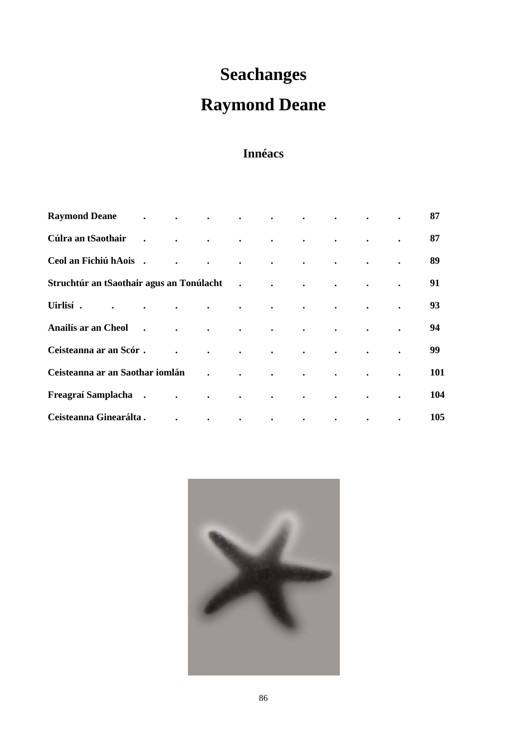# Seachanges

# Raymond Deane

## Innéacs

| | |
|---|---|
| **Raymond Deane** | **87** |
| **Cúlra an tSaothair** | **87** |
| **Ceol an Fichiú hAois** | **89** |
| **Struchtúr an tSaothair agus an Tonúlacht** | **91** |
| **Uirlisí** | **93** |
| **Anailís ar an Cheol** | **94** |
| **Ceisteanna ar an Scór** | **99** |
| **Ceisteanna ar an Saothar iomlán** | **101** |
| **Freagraí Samplacha** | **104** |
| **Ceisteanna Ginearálta** | **105** |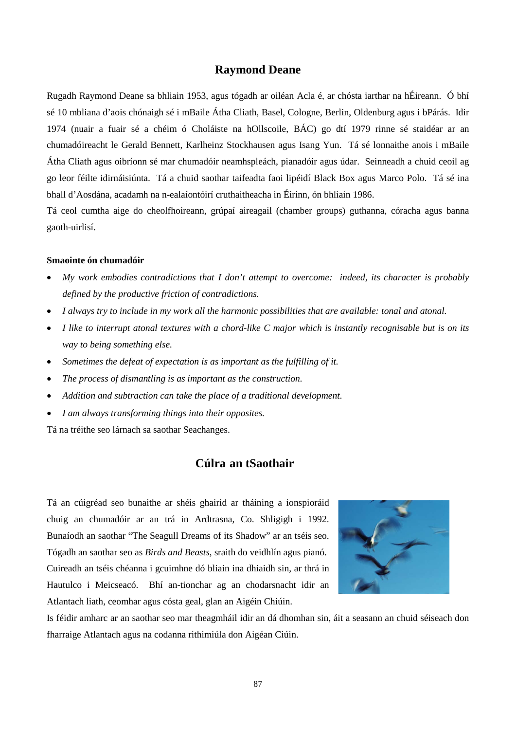## Raymond Deane

Rugadh Raymond Deane sa bhliain 1953, agus tógadh ar oiléan Acla é, ar chósta iarthar na hÉireann. Ó bhí sé 10 mbliana d'aois chónaigh sé i mBaile Átha Cliath, Basel, Cologne, Berlin, Oldenburg agus i bPárás. Idir 1974 (nuair a fuair sé a chéim ó Choláiste na hOllscoile, BÁC) go dtí 1979 rinne sé staidéar ar an chumadóireacht le Gerald Bennett, Karlheinz Stockhausen agus Isang Yun. Tá sé lonnaithe anois i mBaile Átha Cliath agus oibríonn sé mar chumadóir neamhspleách, pianadóir agus údar. Seinneadh a chuid ceoil ag go leor féilte idirnáisiúnta. Tá a chuid saothar taifeadta faoi lipéidí Black Box agus Marco Polo. Tá sé ina bhall d'Aosdána, acadamh na n-ealaíontóirí cruthaitheacha in Éirinn, ón bhliain 1986.

Tá ceol cumtha aige do cheolfhoireann, grúpaí aireagail (chamber groups) guthanna, córacha agus banna gaoth-uirlisí.

**Smaointe ón chumadóir**

- *My work embodies contradictions that I don't attempt to overcome: indeed, its character is probably defined by the productive friction of contradictions.*
- *I always try to include in my work all the harmonic possibilities that are available: tonal and atonal.*
- *I like to interrupt atonal textures with a chord-like C major which is instantly recognisable but is on its way to being something else.*
- *Sometimes the defeat of expectation is as important as the fulfilling of it.*
- *The process of dismantling is as important as the construction.*
- *Addition and subtraction can take the place of a traditional development.*
- *I am always transforming things into their opposites.*

Tá na tréithe seo lárnach sa saothar Seachanges.

## Cúlra an tSaothair

Tá an cúigréad seo bunaithe ar shéis ghairid ar tháining a ionspioráid chuig an chumadóir ar an trá in Ardtrasna, Co. Shligigh i 1992. Bunaíodh an saothar "The Seagull Dreams of its Shadow" ar an tséis seo. Tógadh an saothar seo as *Birds and Beasts*, sraith do veidhlín agus pianó. Cuireadh an tséis chéanna i gcuimhne dó bliain ina dhiaidh sin, ar thrá in Hautulco i Meicseacó. Bhí an-tionchar ag an chodarsnacht idir an Atlantach liath, ceomhar agus cósta geal, glan an Aigéin Chiúin.

Is féidir amharc ar an saothar seo mar theagmháil idir an dá dhomhan sin, áit a seasann an chuid séiseach don fharraige Atlantach agus na codanna rithimiúla don Aigéan Ciúin.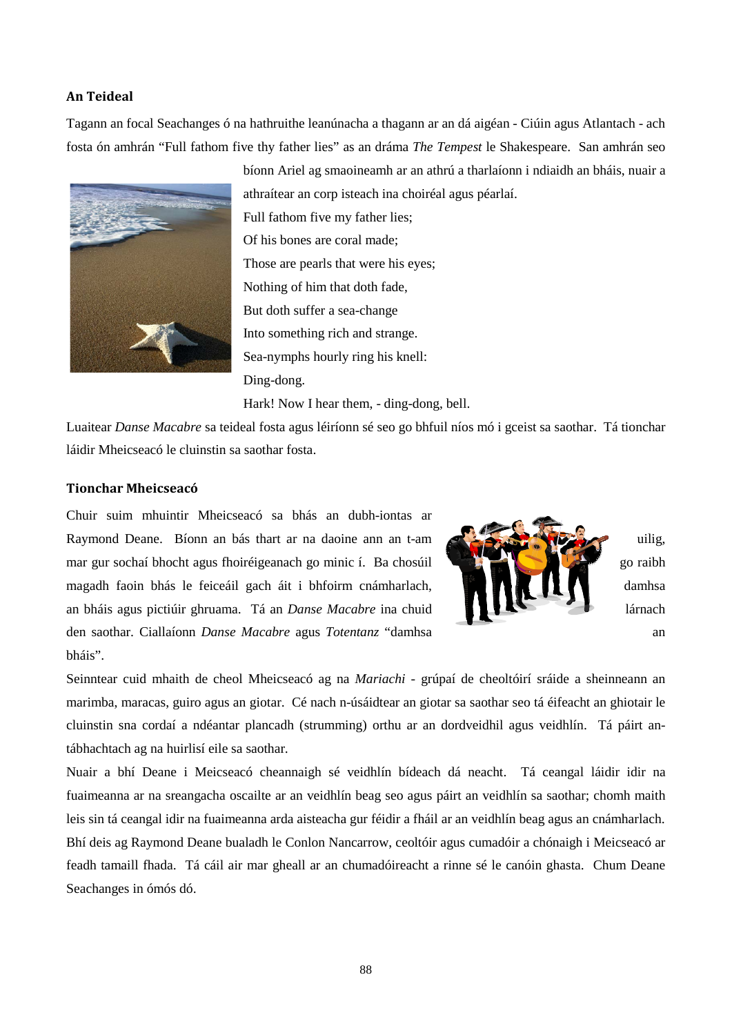## An Teideal

Tagann an focal Seachanges ó na hathruithe leanúnacha a thagann ar an dá aigéan - Ciúin agus Atlantach - ach fosta ón amhrán "Full fathom five thy father lies" as an dráma *The Tempest* le Shakespeare. San amhrán seo bíonn Ariel ag smaoineamh ar an athrú a tharlaíonn i ndiaidh an bháis, nuair a athraítear an corp isteach ina choiréal agus péarlaí.

Full fathom five my father lies;
Of his bones are coral made;
Those are pearls that were his eyes;
Nothing of him that doth fade,
But doth suffer a sea-change
Into something rich and strange.
Sea-nymphs hourly ring his knell:
Ding-dong.
Hark! Now I hear them, - ding-dong, bell.

Luaitear *Danse Macabre* sa teideal fosta agus léiríonn sé seo go bhfuil níos mó i gceist sa saothar. Tá tionchar láidir Mheicseacó le cluinstin sa saothar fosta.

## Tionchar Mheicseacó

Chuir suim mhuintir Mheicseacó sa bhás an dubh-iontas ar Raymond Deane. Bíonn an bás thart ar na daoine ann an t-am uilig, mar gur sochaí bhocht agus fhoiréigeanach go minic í. Ba chosúil go raibh magadh faoin bhás le feiceáil gach áit i bhfoirm cnámharlach, damhsa an bháis agus pictiúir ghruama. Tá an *Danse Macabre* ina chuid lárnach den saothar. Ciallaíonn *Danse Macabre* agus *Totentanz* "damhsa an bháis".

Seinntear cuid mhaith de cheol Mheicseacó ag na *Mariachi* - grúpaí de cheoltóirí sráide a sheinneann an marimba, maracas, guiro agus an giotar. Cé nach n-úsáidtear an giotar sa saothar seo tá éifeacht an ghiotair le cluinstin sna cordaí a ndéantar plancadh (strumming) orthu ar an dordveidhil agus veidhlín. Tá páirt an-tábhachtach ag na huirlisí eile sa saothar.

Nuair a bhí Deane i Meicseacó cheannaigh sé veidhlín bídeach dá neacht. Tá ceangal láidir idir na fuaimeanna ar na sreangacha oscailte ar an veidhlín beag seo agus páirt an veidhlín sa saothar; chomh maith leis sin tá ceangal idir na fuaimeanna arda aisteacha gur féidir a fháil ar an veidhlín beag agus an cnámharlach. Bhí deis ag Raymond Deane bualadh le Conlon Nancarrow, ceoltóir agus cumadóir a chónaigh i Meicseacó ar feadh tamaill fhada. Tá cáil air mar gheall ar an chumadóireacht a rinne sé le canóin ghasta. Chum Deane Seachanges in ómós dó.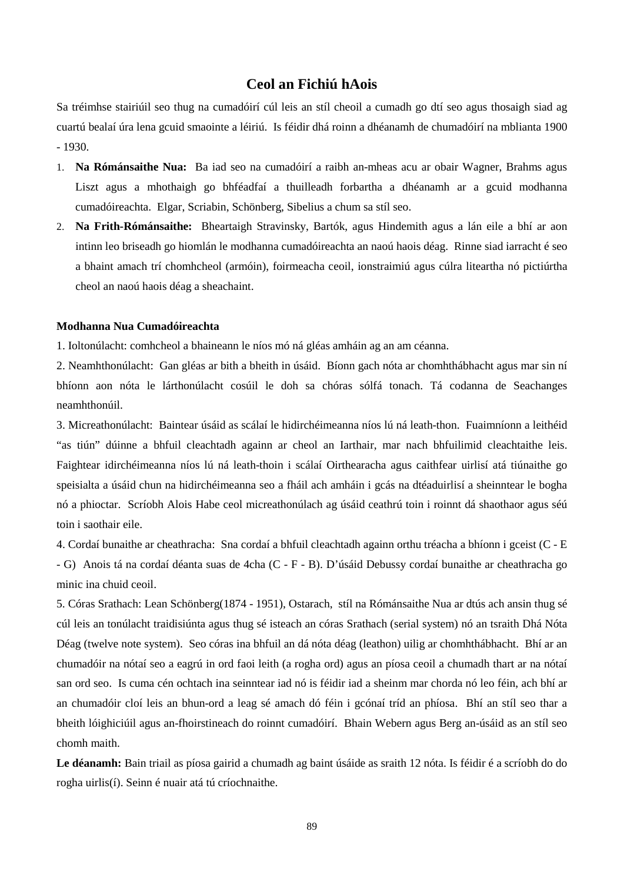## Ceol an Fichiú hAois

Sa tréimhse stairiúil seo thug na cumadóirí cúl leis an stíl cheoil a cumadh go dtí seo agus thosaigh siad ag cuartú bealaí úra lena gcuid smaointe a léiriú. Is féidir dhá roinn a dhéanamh de chumadóirí na mblianta 1900 - 1930.

1. **Na Rómánsaithe Nua:** Ba iad seo na cumadóirí a raibh an-mheas acu ar obair Wagner, Brahms agus Liszt agus a mhothaigh go bhféadfaí a thuilleadh forbartha a dhéanamh ar a gcuid modhanna cumadóireachta. Elgar, Scriabin, Schönberg, Sibelius a chum sa stíl seo.
2. **Na Frith-Rómánsaithe:** Bheartaigh Stravinsky, Bartók, agus Hindemith agus a lán eile a bhí ar aon intinn leo briseadh go hiomlán le modhanna cumadóireachta an naoú haois déag. Rinne siad iarracht é seo a bhaint amach trí chomhcheol (armóin), foirmeacha ceoil, ionstraimiú agus cúlra liteartha nó pictiúrtha cheol an naoú haois déag a sheachaint.

**Modhanna Nua Cumadóireachta**

1. Ioltonúlacht: comhcheol a bhaineann le níos mó ná gléas amháin ag an am céanna.

2. Neamhthonúlacht: Gan gléas ar bith a bheith in úsáid. Bíonn gach nóta ar chomhthábhacht agus mar sin ní bhíonn aon nóta le lárthonúlacht cosúil le doh sa chóras sólfá tonach. Tá codanna de Seachanges neamhthonúil.

3. Micreathonúlacht: Baintear úsáid as scálaí le hidirchéimeanna níos lú ná leath-thon. Fuaimníonn a leithéid "as tiún" dúinne a bhfuil cleachtadh againn ar cheol an Iarthair, mar nach bhfuilimid cleachtaithe leis. Faightear idirchéimeanna níos lú ná leath-thoin i scálaí Oirthearacha agus caithfear uirlisí atá tiúnaithe go speisialta a úsáid chun na hidirchéimeanna seo a fháil ach amháin i gcás na dtéaduirlisí a sheinntear le bogha nó a phioctar. Scríobh Alois Habe ceol micreathonúlach ag úsáid ceathrú toin i roinnt dá shaothaor agus séú toin i saothair eile.

4. Cordaí bunaithe ar cheathracha: Sna cordaí a bhfuil cleachtadh againn orthu tréacha a bhíonn i gceist (C - E - G) Anois tá na cordaí déanta suas de 4cha (C - F - B). D'úsáid Debussy cordaí bunaithe ar cheathracha go minic ina chuid ceoil.

5. Córas Srathach: Lean Schönberg(1874 - 1951), Ostarach, stíl na Rómánsaithe Nua ar dtús ach ansin thug sé cúl leis an tonúlacht traidisiúnta agus thug sé isteach an córas Srathach (serial system) nó an tsraith Dhá Nóta Déag (twelve note system). Seo córas ina bhfuil an dá nóta déag (leathon) uilig ar chomhthábhacht. Bhí ar an chumadóir na nótaí seo a eagrú in ord faoi leith (a rogha ord) agus an píosa ceoil a chumadh thart ar na nótaí san ord seo. Is cuma cén ochtach ina seinntear iad nó is féidir iad a sheinm mar chorda nó leo féin, ach bhí ar an chumadóir cloí leis an bhun-ord a leag sé amach dó féin i gcónaí tríd an phíosa. Bhí an stíl seo thar a bheith lóighiciúil agus an-fhoirstineach do roinnt cumadóirí. Bhain Webern agus Berg an-úsáid as an stíl seo chomh maith.

**Le déanamh:** Bain triail as píosa gairid a chumadh ag baint úsáide as sraith 12 nóta. Is féidir é a scríobh do do rogha uirlis(í). Seinn é nuair atá tú críochnaithe.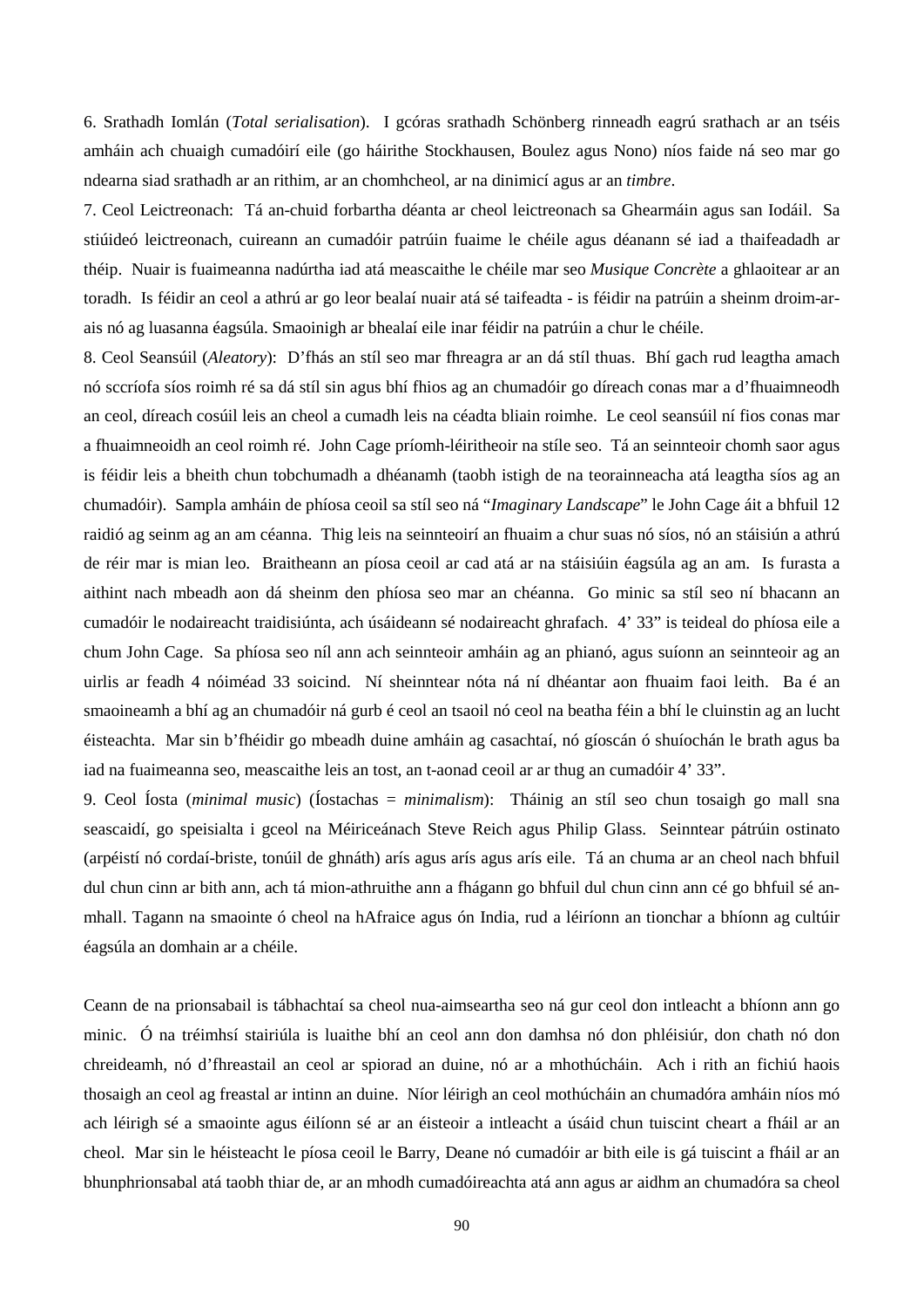6. Srathadh Iomlán (*Total serialisation*). I gcóras srathadh Schönberg rinneadh eagrú srathach ar an tséis amháin ach chuaigh cumadóirí eile (go háirithe Stockhausen, Boulez agus Nono) níos faide ná seo mar go ndearna siad srathadh ar an rithim, ar an chomhcheol, ar na dinimicí agus ar an *timbre*.

7. Ceol Leictreonach: Tá an-chuid forbartha déanta ar cheol leictreonach sa Ghearmáin agus san Iodáil. Sa stiúideó leictreonach, cuireann an cumadóir patrúin fuaime le chéile agus déanann sé iad a thaifeadadh ar théip. Nuair is fuaimeanna nadúrtha iad atá meascaithe le chéile mar seo *Musique Concrète* a ghlaoitear ar an toradh. Is féidir an ceol a athrú ar go leor bealaí nuair atá sé taifeadta - is féidir na patrúin a sheinm droim-ar-ais nó ag luasanna éagsúla. Smaoinigh ar bhealaí eile inar féidir na patrúin a chur le chéile.

8. Ceol Seansúil (*Aleatory*): D'fhás an stíl seo mar fhreagra ar an dá stíl thuas. Bhí gach rud leagtha amach nó sccríofa síos roimh ré sa dá stíl sin agus bhí fhios ag an chumadóir go díreach conas mar a d'fhuaimneodh an ceol, díreach cosúil leis an cheol a cumadh leis na céadta bliain roimhe. Le ceol seansúil ní fios conas mar a fhuaimneoidh an ceol roimh ré. John Cage príomh-léiritheoir na stíle seo. Tá an seinnteoir chomh saor agus is féidir leis a bheith chun tobchumadh a dhéanamh (taobh istigh de na teorainneacha atá leagtha síos ag an chumadóir). Sampla amháin de phíosa ceoil sa stíl seo ná "*Imaginary Landscape*" le John Cage áit a bhfuil 12 raidió ag seinm ag an am céanna. Thig leis na seinnteoirí an fhuaim a chur suas nó síos, nó an stáisiún a athrú de réir mar is mian leo. Braitheann an píosa ceoil ar cad atá ar na stáisiúin éagsúla ag an am. Is furasta a aithint nach mbeadh aon dá sheinm den phíosa seo mar an chéanna. Go minic sa stíl seo ní bhacann an cumadóir le nodaireacht traidisiúnta, ach úsáideann sé nodaireacht ghrafach. 4' 33" is teideal do phíosa eile a chum John Cage. Sa phíosa seo níl ann ach seinnteoir amháin ag an phianó, agus suíonn an seinnteoir ag an uirlis ar feadh 4 nóiméad 33 soicind. Ní sheinntear nóta ná ní dhéantar aon fhuaim faoi leith. Ba é an smaoineamh a bhí ag an chumadóir ná gurb é ceol an tsaoil nó ceol na beatha féin a bhí le cluinstin ag an lucht éisteachta. Mar sin b'fhéidir go mbeadh duine amháin ag casachtaí, nó gíoscán ó shuíochán le brath agus ba iad na fuaimeanna seo, meascaithe leis an tost, an t-aonad ceoil ar ar thug an cumadóir 4' 33".

9. Ceol Íosta (*minimal music*) (Íostachas = *minimalism*): Tháinig an stíl seo chun tosaigh go mall sna seascaidí, go speisialta i gceol na Méiriceánach Steve Reich agus Philip Glass. Seinntear pátrúin ostinato (arpéistí nó cordaí-briste, tonúil de ghnáth) arís agus arís agus arís eile. Tá an chuma ar an cheol nach bhfuil dul chun cinn ar bith ann, ach tá mion-athruithe ann a fhágann go bhfuil dul chun cinn ann cé go bhfuil sé an-mhall. Tagann na smaointe ó cheol na hAfraice agus ón India, rud a léiríonn an tionchar a bhíonn ag cultúir éagsúla an domhain ar a chéile.

Ceann de na prionsabail is tábhachtaí sa cheol nua-aimseartha seo ná gur ceol don intleacht a bhíonn ann go minic. Ó na tréimhsí stairiúla is luaithe bhí an ceol ann don damhsa nó don phléisiúr, don chath nó don chreideamh, nó d'fhreastail an ceol ar spiorad an duine, nó ar a mhothúcháin. Ach i rith an fichiú haois thosaigh an ceol ag freastal ar intinn an duine. Níor léirigh an ceol mothúcháin an chumadóra amháin níos mó ach léirigh sé a smaointe agus éilíonn sé ar an éisteoir a intleacht a úsáid chun tuiscint cheart a fháil ar an cheol. Mar sin le héisteacht le píosa ceoil le Barry, Deane nó cumadóir ar bith eile is gá tuiscint a fháil ar an bhunphrionsabal atá taobh thiar de, ar an mhodh cumadóireachta atá ann agus ar aidhm an chumadóra sa cheol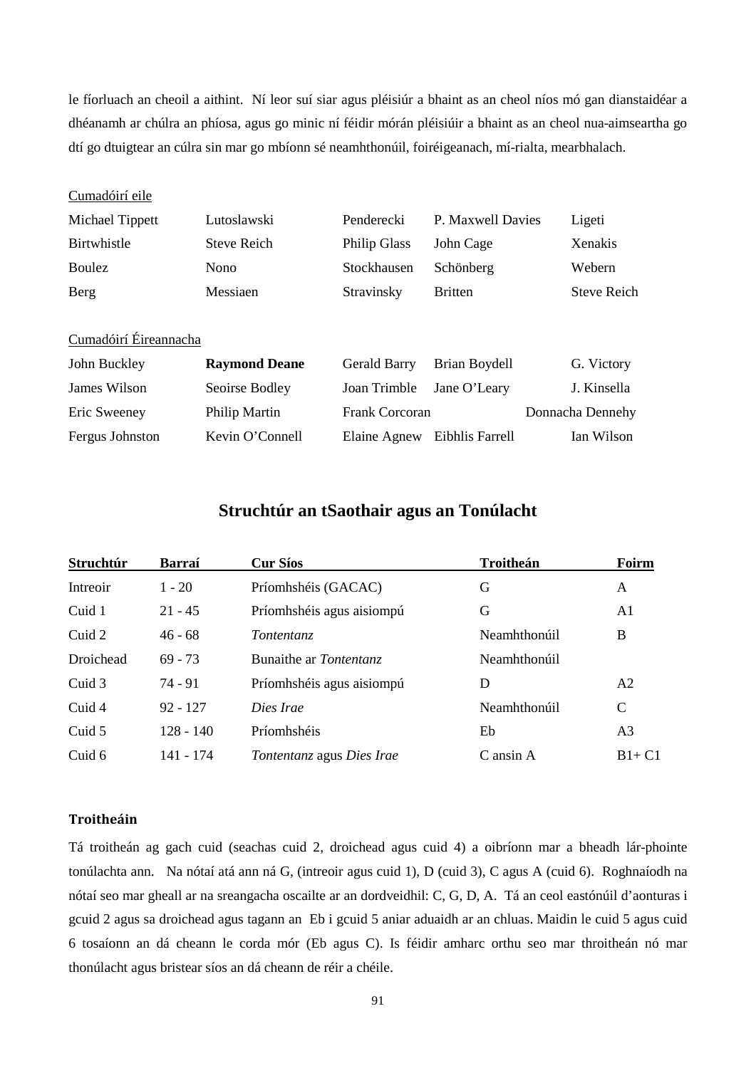le fíorluach an cheoil a aithint. Ní leor suí siar agus pléisiúr a bhaint as an cheol níos mó gan dianstaidéar a dhéanamh ar chúlra an phíosa, agus go minic ní féidir mórán pléisiúir a bhaint as an cheol nua-aimseartha go dtí go dtuigtear an cúlra sin mar go mbíonn sé neamhthonúil, foiréigeanach, mí-rialta, mearbhalach.

Cumadóirí eile

| | | | | |
|---|---|---|---|---|
| Michael Tippett | Lutoslawski | Penderecki | P. Maxwell Davies | Ligeti |
| Birtwhistle | Steve Reich | Philip Glass | John Cage | Xenakis |
| Boulez | Nono | Stockhausen | Schönberg | Webern |
| Berg | Messiaen | Stravinsky | Britten | Steve Reich |

Cumadóirí Éireannacha

| | | | | |
|---|---|---|---|---|
| John Buckley | **Raymond Deane** | Gerald Barry | Brian Boydell | G. Victory |
| James Wilson | Seoirse Bodley | Joan Trimble | Jane O'Leary | J. Kinsella |
| Eric Sweeney | Philip Martin | Frank Corcoran | | Donnacha Dennehy |
| Fergus Johnston | Kevin O'Connell | Elaine Agnew | Eibhlis Farrell | Ian Wilson |

## Struchtúr an tSaothair agus an Tonúlacht

| Struchtúr | Barraí | Cur Síos | Troitheán | Foirm |
|---|---|---|---|---|
| Intreoir | 1 - 20 | Príomhshéis (GACAC) | G | A |
| Cuid 1 | 21 - 45 | Príomhshéis agus aisiompú | G | A1 |
| Cuid 2 | 46 - 68 | *Tontentanz* | Neamhthonúil | B |
| Droichead | 69 - 73 | Bunaithe ar *Tontentanz* | Neamhthonúil | |
| Cuid 3 | 74 - 91 | Príomhshéis agus aisiompú | D | A2 |
| Cuid 4 | 92 - 127 | *Dies Irae* | Neamhthonúil | C |
| Cuid 5 | 128 - 140 | Príomhshéis | Eb | A3 |
| Cuid 6 | 141 - 174 | *Tontentanz* agus *Dies Irae* | C ansin A | B1+ C1 |

### Troitheáin

Tá troitheán ag gach cuid (seachas cuid 2, droichead agus cuid 4) a oibríonn mar a bheadh lár-phointe tonúlachta ann. Na nótaí atá ann ná G, (intreoir agus cuid 1), D (cuid 3), C agus A (cuid 6). Roghnaíodh na nótaí seo mar gheall ar na sreangacha oscailte ar an dordveidhil: C, G, D, A. Tá an ceol eastónúil d'aonturas i gcuid 2 agus sa droichead agus tagann an Eb i gcuid 5 aniar aduaidh ar an chluas. Maidin le cuid 5 agus cuid 6 tosaíonn an dá cheann le corda mór (Eb agus C). Is féidir amharc orthu seo mar throitheán nó mar thonúlacht agus bristear síos an dá cheann de réir a chéile.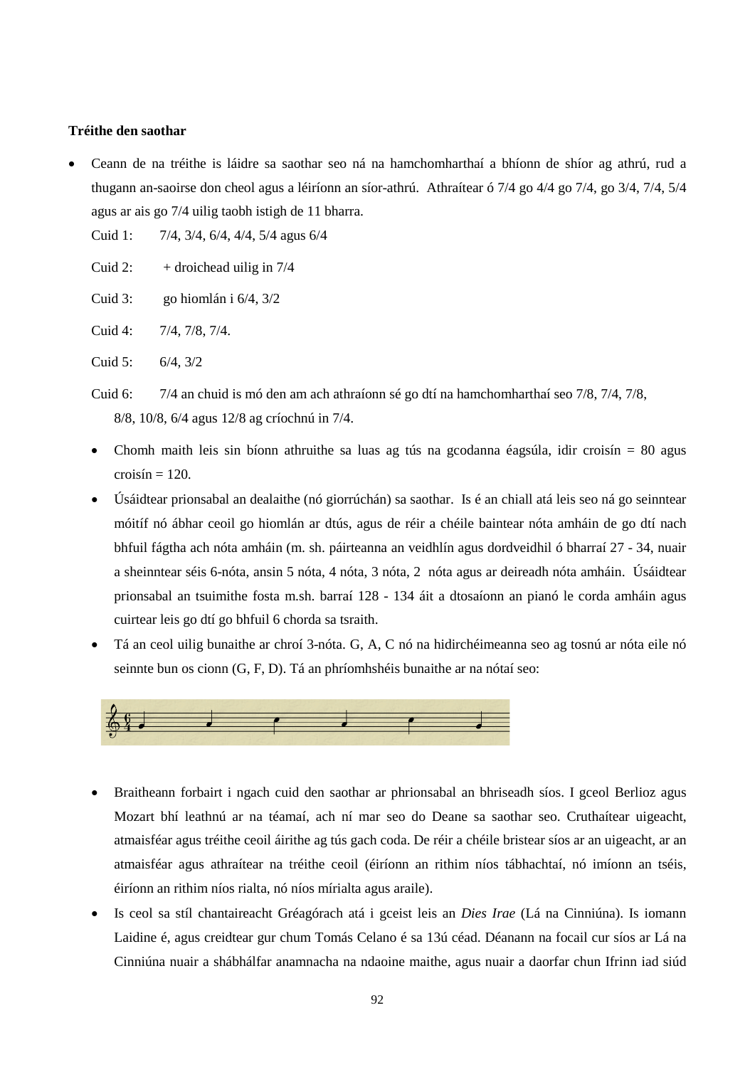**Tréithe den saothar**

- Ceann de na tréithe is láidre sa saothar seo ná na hamchomharthaí a bhíonn de shíor ag athrú, rud a thugann an-saoirse don cheol agus a léiríonn an síor-athrú. Athraítear ó 7/4 go 4/4 go 7/4, go 3/4, 7/4, 5/4 agus ar ais go 7/4 uilig taobh istigh de 11 bharra.

  Cuid 1: 7/4, 3/4, 6/4, 4/4, 5/4 agus 6/4

  Cuid 2: + droichead uilig in 7/4

  Cuid 3: go hiomlán i 6/4, 3/2

  Cuid 4: 7/4, 7/8, 7/4.

  Cuid 5: 6/4, 3/2

  Cuid 6: 7/4 an chuid is mó den am ach athraíonn sé go dtí na hamchomharthaí seo 7/8, 7/4, 7/8, 8/8, 10/8, 6/4 agus 12/8 ag críochnú in 7/4.

  - Chomh maith leis sin bíonn athruithe sa luas ag tús na gcodanna éagsúla, idir croisín = 80 agus croisín = 120.
  - Úsáidtear prionsabal an dealaithe (nó giorrúchán) sa saothar. Is é an chiall atá leis seo ná go seinntear móitíf nó ábhar ceoil go hiomlán ar dtús, agus de réir a chéile baintear nóta amháin de go dtí nach bhfuil fágtha ach nóta amháin (m. sh. páirteanna an veidhlín agus dordveidhil ó bharraí 27 - 34, nuair a sheinntear séis 6-nóta, ansin 5 nóta, 4 nóta, 3 nóta, 2 nóta agus ar deireadh nóta amháin. Úsáidtear prionsabal an tsuimithe fosta m.sh. barraí 128 - 134 áit a dtosaíonn an pianó le corda amháin agus cuirtear leis go dtí go bhfuil 6 chorda sa tsraith.
  - Tá an ceol uilig bunaithe ar chroí 3-nóta. G, A, C nó na hidirchéimeanna seo ag tosnú ar nóta eile nó seinnte bun os cionn (G, F, D). Tá an phríomhshéis bunaithe ar na nótaí seo:

  - Braitheann forbairt i ngach cuid den saothar ar phrionsabal an bhriseadh síos. I gceol Berlioz agus Mozart bhí leathnú ar na téamaí, ach ní mar seo do Deane sa saothar seo. Cruthaítear uigeacht, atmaisféar agus tréithe ceoil áirithe ag tús gach coda. De réir a chéile bristear síos ar an uigeacht, ar an atmaisféar agus athraítear na tréithe ceoil (éiríonn an rithim níos tábhachtaí, nó imíonn an tséis, éiríonn an rithim níos rialta, nó níos mírialta agus araile).
  - Is ceol sa stíl chantaireacht Gréagórach atá i gceist leis an *Dies Irae* (Lá na Cinniúna). Is iomann Laidine é, agus creidtear gur chum Tomás Celano é sa 13ú céad. Déanann na focail cur síos ar Lá na Cinniúna nuair a shábhálfar anamnacha na ndaoine maithe, agus nuair a daorfar chun Ifrinn iad siúd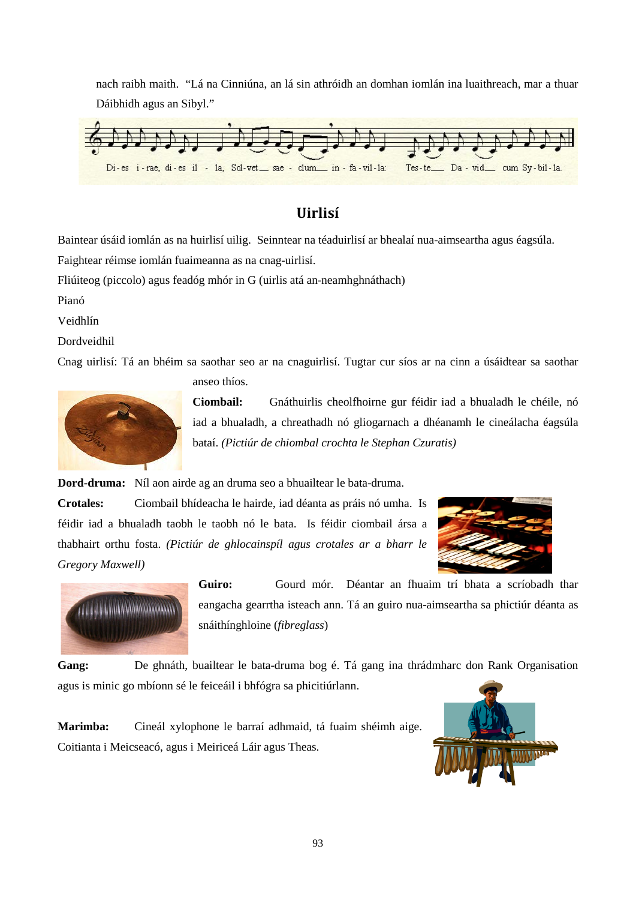nach raibh maith. "Lá na Cinniúna, an lá sin athróidh an domhan iomlán ina luaithreach, mar a thuar Dáibhidh agus an Sibyl."

## Uirlisí

Baintear úsáid iomlán as na huirlisí uilig. Seinntear na téaduirlisí ar bhealaí nua-aimseartha agus éagsúla. Faightear réimse iomlán fuaimeanna as na cnag-uirlisí.

Fliúiteog (piccolo) agus feadóg mhór in G (uirlis atá an-neamhghnáthach)

Pianó

Veidhlín

Dordveidhil

Cnag uirlisí: Tá an bhéim sa saothar seo ar na cnaguirlisí. Tugtar cur síos ar na cinn a úsáidtear sa saothar anseo thíos.

**Ciombail:** Gnáthuirlis cheolfhoirne gur féidir iad a bhualadh le chéile, nó iad a bhualadh, a chreathadh nó gliogarnach a dhéanamh le cineálacha éagsúla bataí. *(Pictiúr de chiombal crochta le Stephan Czuratis)*

**Dord-druma:** Níl aon airde ag an druma seo a bhuailtear le bata-druma.

**Crotales:** Ciombail bhídeacha le hairde, iad déanta as práis nó umha. Is féidir iad a bhualadh taobh le taobh nó le bata. Is féidir ciombail ársa a thabhairt orthu fosta. *(Pictiúr de ghlocainspíl agus crotales ar a bharr le Gregory Maxwell)*

**Guiro:** Gourd mór. Déantar an fhuaim trí bhata a scríobadh thar eangacha gearrtha isteach ann. Tá an guiro nua-aimseartha sa phictiúr déanta as snáithínghloine (*fibreglass*)

**Gang:** De ghnáth, buailtear le bata-druma bog é. Tá gang ina thrádmharc don Rank Organisation agus is minic go mbíonn sé le feiceáil i bhfógra sa phicitiúrlann.

**Marimba:** Cineál xylophone le barraí adhmaid, tá fuaim shéimh aige. Coitianta i Meicseacó, agus i Meiriceá Láir agus Theas.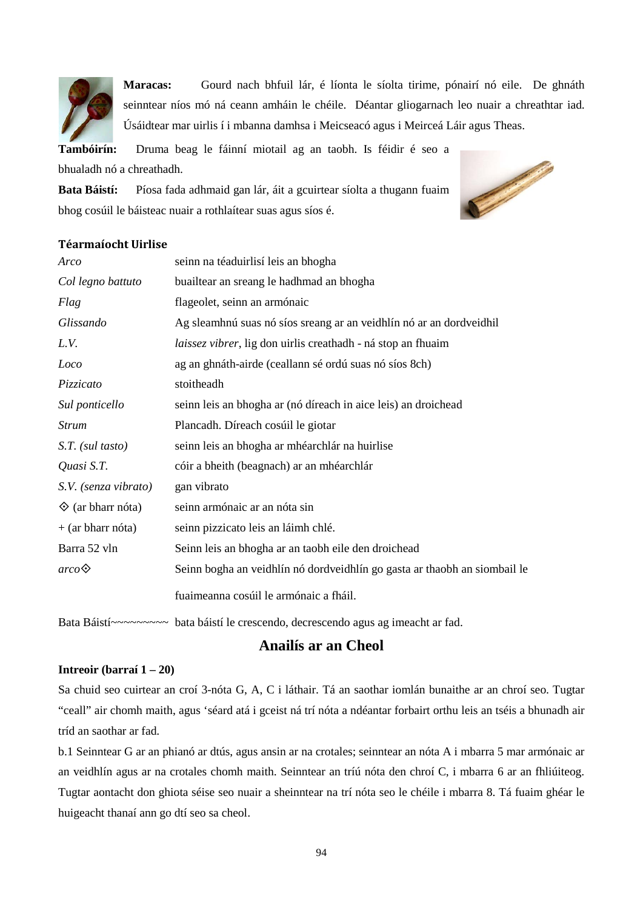**Maracas:** Gourd nach bhfuil lár, é líonta le síolta tirime, pónairí nó eile. De ghnáth seinntear níos mó ná ceann amháin le chéile. Déantar gliogarnach leo nuair a chreathtar iad. Úsáidtear mar uirlis í i mbanna damhsa i Meicseacó agus i Meirceá Láir agus Theas.

**Tambóirín:** Druma beag le fáinní miotail ag an taobh. Is féidir é seo a bhualadh nó a chreathadh.

**Bata Báistí:** Píosa fada adhmaid gan lár, áit a gcuirtear síolta a thugann fuaim bhog cosúil le báisteac nuair a rothlaítear suas agus síos é.

**Téarmaíocht Uirlise**

| | |
|---|---|
| *Arco* | seinn na téaduirlisí leis an bhogha |
| *Col legno battuto* | buailtear an sreang le hadhmad an bhogha |
| *Flag* | flageolet, seinn an armónaic |
| *Glissando* | Ag sleamhnú suas nó síos sreang ar an veidhlín nó ar an dordveidhil |
| *L.V.* | *laissez vibrer*, lig don uirlis creathadh - ná stop an fhuaim |
| *Loco* | ag an ghnáth-airde (ceallann sé ordú suas nó síos 8ch) |
| *Pizzicato* | stoitheadh |
| *Sul ponticello* | seinn leis an bhogha ar (nó díreach in aice leis) an droichead |
| *Strum* | Plancadh. Díreach cosúil le giotar |
| *S.T. (sul tasto)* | seinn leis an bhogha ar mhéarchlár na huirlise |
| *Quasi S.T.* | cóir a bheith (beagnach) ar an mhéarchlár |
| *S.V. (senza vibrato)* | gan vibrato |
| ◇ (ar bharr nóta) | seinn armónaic ar an nóta sin |
| + (ar bharr nóta) | seinn pizzicato leis an láimh chlé. |
| Barra 52 vln | Seinn leis an bhogha ar an taobh eile den droichead |
| *arco*◇ | Seinn bogha an veidhlín nó dordveidhlín go gasta ar thaobh an siombail le fuaimeanna cosúil le armónaic a fháil. |
| Bata Báistí~~~~~~~~~ | bata báistí le crescendo, decrescendo agus ag imeacht ar fad. |

## Anailís ar an Cheol

**Intreoir (barraí 1 – 20)**

Sa chuid seo cuirtear an croí 3-nóta G, A, C i láthair. Tá an saothar iomlán bunaithe ar an chroí seo. Tugtar "ceall" air chomh maith, agus 'séard atá i gceist ná trí nóta a ndéantar forbairt orthu leis an tséis a bhunadh air tríd an saothar ar fad.

b.1 Seinntear G ar an phianó ar dtús, agus ansin ar na crotales; seinntear an nóta A i mbarra 5 mar armónaic ar an veidhlín agus ar na crotales chomh maith. Seinntear an tríú nóta den chroí C, i mbarra 6 ar an fhliúiteog. Tugtar aontacht don ghiota séise seo nuair a sheinntear na trí nóta seo le chéile i mbarra 8. Tá fuaim ghéar le huigeacht thanaí ann go dtí seo sa cheol.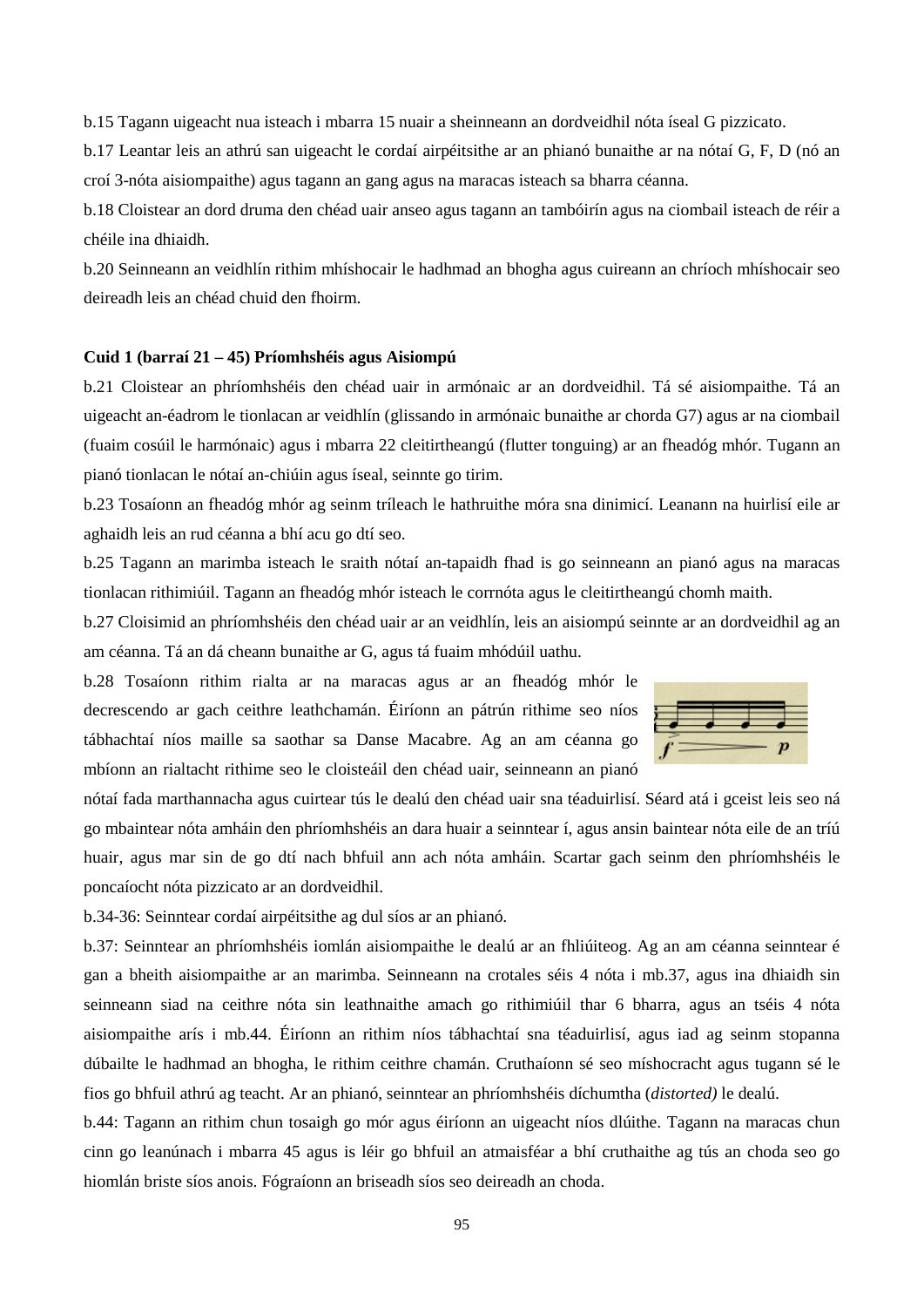b.15 Tagann uigeacht nua isteach i mbarra 15 nuair a sheinneann an dordveidhil nóta íseal G pizzicato.

b.17 Leantar leis an athrú san uigeacht le cordaí airpéitsithe ar an phianó bunaithe ar na nótaí G, F, D (nó an croí 3-nóta aisiompaithe) agus tagann an gang agus na maracas isteach sa bharra céanna.

b.18 Cloistear an dord druma den chéad uair anseo agus tagann an tambóirín agus na ciombail isteach de réir a chéile ina dhiaidh.

b.20 Seinneann an veidhlín rithim mhíshocair le hadhmad an bhogha agus cuireann an chríoch mhíshocair seo deireadh leis an chéad chuid den fhoirm.

**Cuid 1 (barraí 21 – 45) Príomhshéis agus Aisiompú**

b.21 Cloistear an phríomhshéis den chéad uair in armónaic ar an dordveidhil. Tá sé aisiompaithe. Tá an uigeacht an-éadrom le tionlacan ar veidhlín (glissando in armónaic bunaithe ar chorda G7) agus ar na ciombail (fuaim cosúil le harmónaic) agus i mbarra 22 cleitirtheangú (flutter tonguing) ar an fheadóg mhór. Tugann an pianó tionlacan le nótaí an-chiúin agus íseal, seinnte go tirim.

b.23 Tosaíonn an fheadóg mhór ag seinm tríleach le hathruithe móra sna dinimicí. Leanann na huirlisí eile ar aghaidh leis an rud céanna a bhí acu go dtí seo.

b.25 Tagann an marimba isteach le sraith nótaí an-tapaidh fhad is go seinneann an pianó agus na maracas tionlacan rithimiúil. Tagann an fheadóg mhór isteach le corrnóta agus le cleitirtheangú chomh maith.

b.27 Cloisimid an phríomhshéis den chéad uair ar an veidhlín, leis an aisiompú seinnte ar an dordveidhil ag an am céanna. Tá an dá cheann bunaithe ar G, agus tá fuaim mhódúil uathu.

b.28 Tosaíonn rithim rialta ar na maracas agus ar an fheadóg mhór le decrescendo ar gach ceithre leathchamán. Éiríonn an pátrún rithime seo níos tábhachtaí níos maille sa saothar sa Danse Macabre. Ag an am céanna go mbíonn an rialtacht rithime seo le cloisteáil den chéad uair, seinneann an pianó nótaí fada marthannacha agus cuirtear tús le dealú den chéad uair sna téaduirlisí. Séard atá i gceist leis seo ná go mbaintear nóta amháin den phríomhshéis an dara huair a seinntear í, agus ansin baintear nóta eile de an tríú huair, agus mar sin de go dtí nach bhfuil ann ach nóta amháin. Scartar gach seinm den phríomhshéis le poncaíocht nóta pizzicato ar an dordveidhil.

b.34-36: Seinntear cordaí airpéitsithe ag dul síos ar an phianó.

b.37: Seinntear an phríomhshéis iomlán aisiompaithe le dealú ar an fhliúiteog. Ag an am céanna seinntear é gan a bheith aisiompaithe ar an marimba. Seinneann na crotales séis 4 nóta i mb.37, agus ina dhiaidh sin seinneann siad na ceithre nóta sin leathnaithe amach go rithimiúil thar 6 bharra, agus an tséis 4 nóta aisiompaithe arís i mb.44. Éiríonn an rithim níos tábhachtaí sna téaduirlisí, agus iad ag seinm stopanna dúbailte le hadhmad an bhogha, le rithim ceithre chamán. Cruthaíonn sé seo míshocracht agus tugann sé le fios go bhfuil athrú ag teacht. Ar an phianó, seinntear an phríomhshéis díchumtha (*distorted)* le dealú.

b.44: Tagann an rithim chun tosaigh go mór agus éiríonn an uigeacht níos dlúithe. Tagann na maracas chun cinn go leanúnach i mbarra 45 agus is léir go bhfuil an atmaisféar a bhí cruthaithe ag tús an choda seo go hiomlán briste síos anois. Fógraíonn an briseadh síos seo deireadh an choda.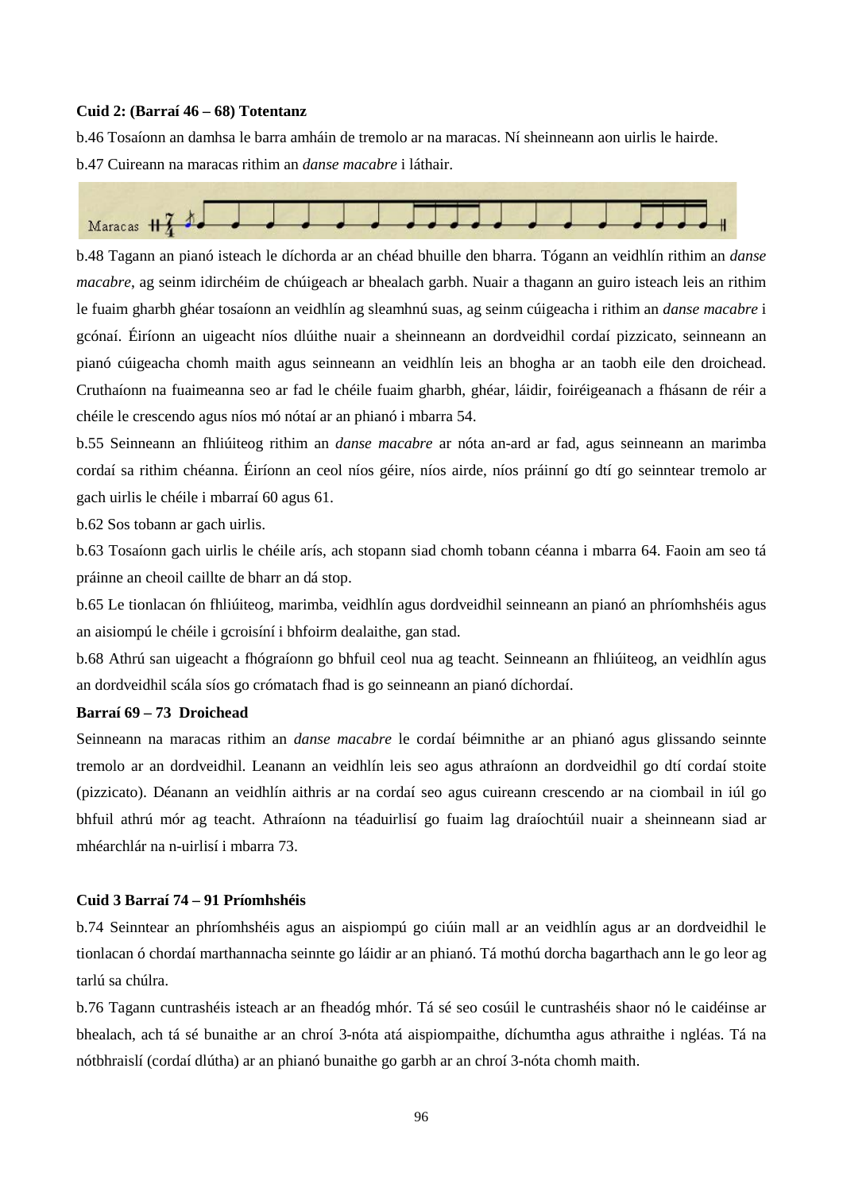**Cuid 2: (Barraí 46 – 68) Totentanz**

b.46 Tosaíonn an damhsa le barra amháin de tremolo ar na maracas. Ní sheinneann aon uirlis le hairde.

b.47 Cuireann na maracas rithim an *danse macabre* i láthair.

b.48 Tagann an pianó isteach le díchorda ar an chéad bhuille den bharra. Tógann an veidhlín rithim an *danse macabre*, ag seinm idirchéim de chúigeach ar bhealach garbh. Nuair a thagann an guiro isteach leis an rithim le fuaim gharbh ghéar tosaíonn an veidhlín ag sleamhnú suas, ag seinm cúigeacha i rithim an *danse macabre* i gcónaí. Éiríonn an uigeacht níos dlúithe nuair a sheinneann an dordveidhil cordaí pizzicato, seinneann an pianó cúigeacha chomh maith agus seinneann an veidhlín leis an bhogha ar an taobh eile den droichead. Cruthaíonn na fuaimeanna seo ar fad le chéile fuaim gharbh, ghéar, láidir, foiréigeanach a fhásann de réir a chéile le crescendo agus níos mó nótaí ar an phianó i mbarra 54.

b.55 Seinneann an fhliúiteog rithim an *danse macabre* ar nóta an-ard ar fad, agus seinneann an marimba cordaí sa rithim chéanna. Éiríonn an ceol níos géire, níos airde, níos práinní go dtí go seinntear tremolo ar gach uirlis le chéile i mbarraí 60 agus 61.

b.62 Sos tobann ar gach uirlis.

b.63 Tosaíonn gach uirlis le chéile arís, ach stopann siad chomh tobann céanna i mbarra 64. Faoin am seo tá práinne an cheoil caillte de bharr an dá stop.

b.65 Le tionlacan ón fhliúiteog, marimba, veidhlín agus dordveidhil seinneann an pianó an phríomhshéis agus an aisiompú le chéile i gcroisíní i bhfoirm dealaithe, gan stad.

b.68 Athrú san uigeacht a fhógraíonn go bhfuil ceol nua ag teacht. Seinneann an fhliúiteog, an veidhlín agus an dordveidhil scála síos go crómatach fhad is go seinneann an pianó díchordaí.

**Barraí 69 – 73 Droichead**

Seinneann na maracas rithim an *danse macabre* le cordaí béimnithe ar an phianó agus glissando seinnte tremolo ar an dordveidhil. Leanann an veidhlín leis seo agus athraíonn an dordveidhil go dtí cordaí stoite (pizzicato). Déanann an veidhlín aithris ar na cordaí seo agus cuireann crescendo ar na ciombail in iúl go bhfuil athrú mór ag teacht. Athraíonn na téaduirlisí go fuaim lag draíochtúil nuair a sheinneann siad ar mhéarchlár na n-uirlisí i mbarra 73.

**Cuid 3 Barraí 74 – 91 Príomhshéis**

b.74 Seinntear an phríomhshéis agus an aispiompú go ciúin mall ar an veidhlín agus ar an dordveidhil le tionlacan ó chordaí marthannacha seinnte go láidir ar an phianó. Tá mothú dorcha bagarthach ann le go leor ag tarlú sa chúlra.

b.76 Tagann cuntrashéis isteach ar an fheadóg mhór. Tá sé seo cosúil le cuntrashéis shaor nó le caidéinse ar bhealach, ach tá sé bunaithe ar an chroí 3-nóta atá aispiompaithe, díchumtha agus athraithe i ngléas. Tá na nótbhraislí (cordaí dlútha) ar an phianó bunaithe go garbh ar an chroí 3-nóta chomh maith.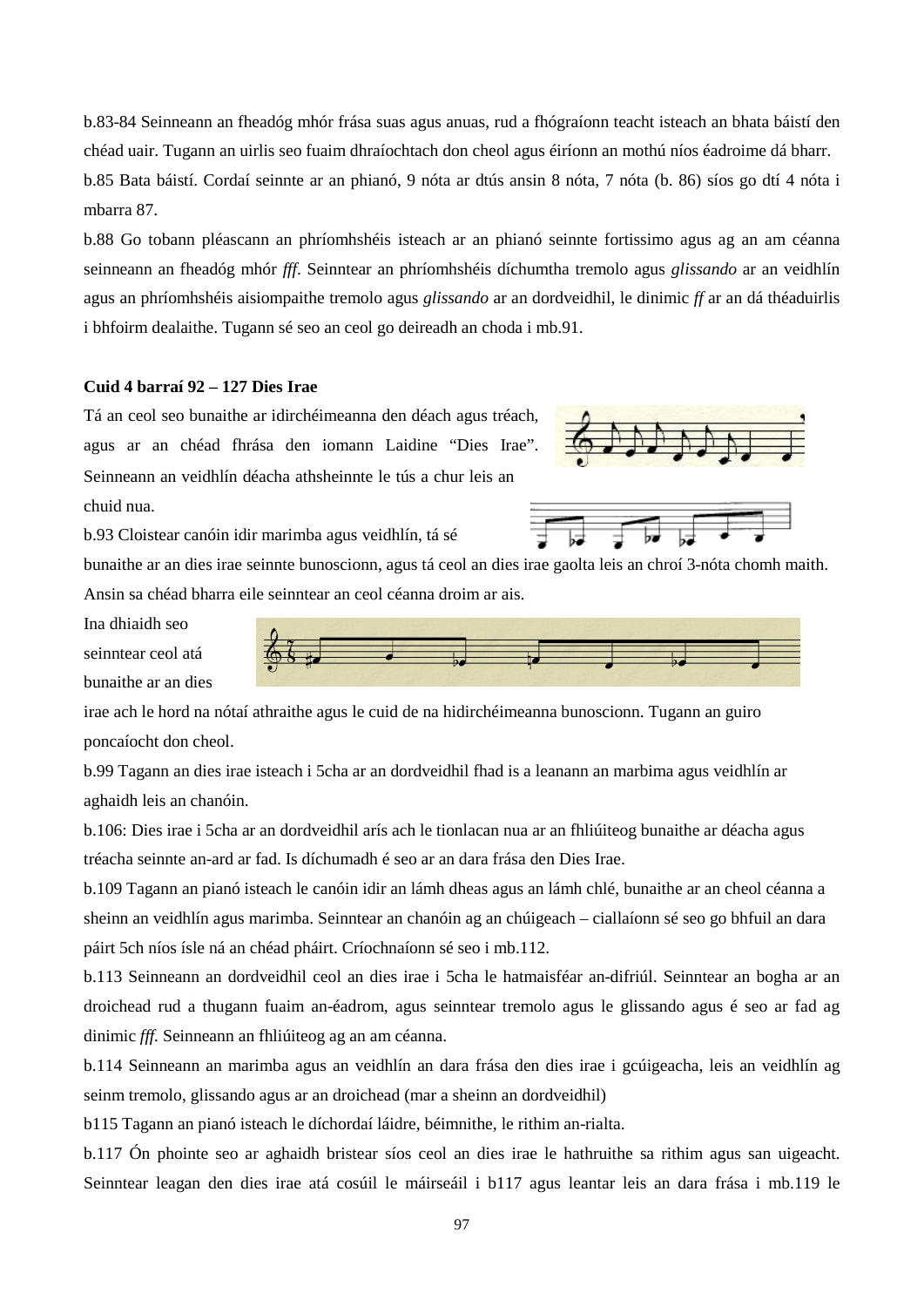b.83-84 Seinneann an fheadóg mhór frása suas agus anuas, rud a fhógraíonn teacht isteach an bhata báistí den chéad uair. Tugann an uirlis seo fuaim dhraíochtach don cheol agus éiríonn an mothú níos éadroime dá bharr.

b.85 Bata báistí. Cordaí seinnte ar an phianó, 9 nóta ar dtús ansin 8 nóta, 7 nóta (b. 86) síos go dtí 4 nóta i mbarra 87.

b.88 Go tobann pléascann an phríomhshéis isteach ar an phianó seinnte fortissimo agus ag an am céanna seinneann an fheadóg mhór *fff*. Seinntear an phríomhshéis díchumtha tremolo agus *glissando* ar an veidhlín agus an phríomhshéis aisiompaithe tremolo agus *glissando* ar an dordveidhil, le dinimic *ff* ar an dá théaduirlis i bhfoirm dealaithe. Tugann sé seo an ceol go deireadh an choda i mb.91.

**Cuid 4 barraí 92 – 127 Dies Irae**

Tá an ceol seo bunaithe ar idirchéimeanna den déach agus tréach, agus ar an chéad fhrása den iomann Laidine "Dies Irae". Seinneann an veidhlín déacha athsheinnte le tús a chur leis an chuid nua.

b.93 Cloistear canóin idir marimba agus veidhlín, tá sé bunaithe ar an dies irae seinnte bunoscionn, agus tá ceol an dies irae gaolta leis an chroí 3-nóta chomh maith. Ansin sa chéad bharra eile seinntear an ceol céanna droim ar ais.

Ina dhiaidh seo seinntear ceol atá bunaithe ar an dies irae ach le hord na nótaí athraithe agus le cuid de na hidirchéimeanna bunoscionn. Tugann an guiro poncaíocht don cheol.

b.99 Tagann an dies irae isteach i 5cha ar an dordveidhil fhad is a leanann an marbima agus veidhlín ar aghaidh leis an chanóin.

b.106: Dies irae i 5cha ar an dordveidhil arís ach le tionlacan nua ar an fhliúiteog bunaithe ar déacha agus tréacha seinnte an-ard ar fad. Is díchumadh é seo ar an dara frása den Dies Irae.

b.109 Tagann an pianó isteach le canóin idir an lámh dheas agus an lámh chlé, bunaithe ar an cheol céanna a sheinn an veidhlín agus marimba. Seinntear an chanóin ag an chúigeach – ciallaíonn sé seo go bhfuil an dara páirt 5ch níos ísle ná an chéad pháirt. Críochnaíonn sé seo i mb.112.

b.113 Seinneann an dordveidhil ceol an dies irae i 5cha le hatmaisféar an-difriúl. Seinntear an bogha ar an droichead rud a thugann fuaim an-éadrom, agus seinntear tremolo agus le glissando agus é seo ar fad ag dinimic *fff*. Seinneann an fhliúiteog ag an am céanna.

b.114 Seinneann an marimba agus an veidhlín an dara frása den dies irae i gcúigeacha, leis an veidhlín ag seinm tremolo, glissando agus ar an droichead (mar a sheinn an dordveidhil)

b115 Tagann an pianó isteach le díchordaí láidre, béimnithe, le rithim an-rialta.

b.117 Ón phointe seo ar aghaidh bristear síos ceol an dies irae le hathruithe sa rithim agus san uigeacht. Seinntear leagan den dies irae atá cosúil le máirseáil i b117 agus leantar leis an dara frása i mb.119 le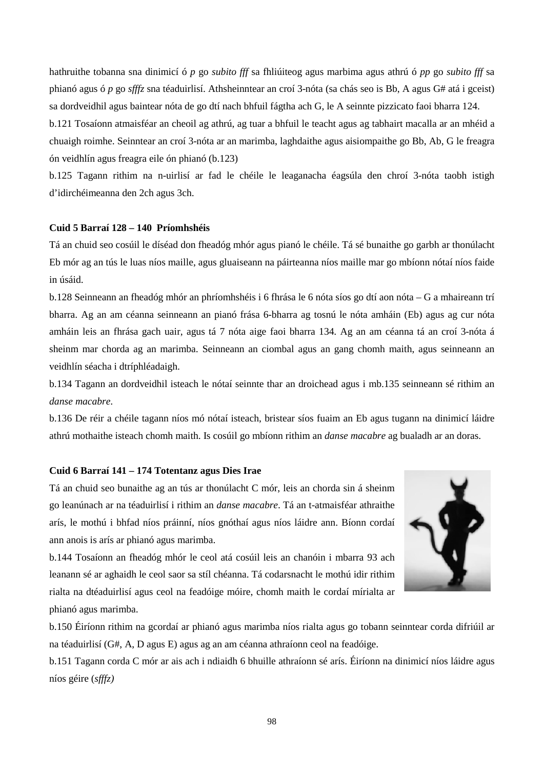hathruithe tobanna sna dinimicí ó *p* go *subito fff* sa fhliúiteog agus marbima agus athrú ó *pp* go *subito fff* sa phianó agus ó *p* go *sfffz* sna téaduirlisí. Athsheinntear an croí 3-nóta (sa chás seo is Bb, A agus G# atá i gceist) sa dordveidhil agus baintear nóta de go dtí nach bhfuil fágtha ach G, le A seinnte pizzicato faoi bharra 124.

b.121 Tosaíonn atmaisféar an cheoil ag athrú, ag tuar a bhfuil le teacht agus ag tabhairt macalla ar an mhéid a chuaigh roimhe. Seinntear an croí 3-nóta ar an marimba, laghdaithe agus aisiompaithe go Bb, Ab, G le freagra ón veidhlín agus freagra eile ón phianó (b.123)

b.125 Tagann rithim na n-uirlisí ar fad le chéile le leaganacha éagsúla den chroí 3-nóta taobh istigh d'idirchéimeanna den 2ch agus 3ch.

**Cuid 5 Barraí 128 – 140 Príomhshéis**

Tá an chuid seo cosúil le díséad don fheadóg mhór agus pianó le chéile. Tá sé bunaithe go garbh ar thonúlacht Eb mór ag an tús le luas níos maille, agus gluaiseann na páirteanna níos maille mar go mbíonn nótaí níos faide in úsáid.

b.128 Seinneann an fheadóg mhór an phríomhshéis i 6 fhrása le 6 nóta síos go dtí aon nóta – G a mhaireann trí bharra. Ag an am céanna seinneann an pianó frása 6-bharra ag tosnú le nóta amháin (Eb) agus ag cur nóta amháin leis an fhrása gach uair, agus tá 7 nóta aige faoi bharra 134. Ag an am céanna tá an croí 3-nóta á sheinm mar chorda ag an marimba. Seinneann an ciombal agus an gang chomh maith, agus seinneann an veidhlín séacha i dtríphléadaigh.

b.134 Tagann an dordveidhil isteach le nótaí seinnte thar an droichead agus i mb.135 seinneann sé rithim an *danse macabre*.

b.136 De réir a chéile tagann níos mó nótaí isteach, bristear síos fuaim an Eb agus tugann na dinimicí láidre athrú mothaithe isteach chomh maith. Is cosúil go mbíonn rithim an *danse macabre* ag bualadh ar an doras.

**Cuid 6 Barraí 141 – 174 Totentanz agus Dies Irae**

Tá an chuid seo bunaithe ag an tús ar thonúlacht C mór, leis an chorda sin á sheinm go leanúnach ar na téaduirlisí i rithim an *danse macabre*. Tá an t-atmaisféar athraithe arís, le mothú i bhfad níos práinní, níos gnóthaí agus níos láidre ann. Bíonn cordaí ann anois is arís ar phianó agus marimba.

b.144 Tosaíonn an fheadóg mhór le ceol atá cosúil leis an chanóin i mbarra 93 ach leanann sé ar aghaidh le ceol saor sa stíl chéanna. Tá codarsnacht le mothú idir rithim rialta na dtéaduirlisí agus ceol na feadóige móire, chomh maith le cordaí mírialta ar phianó agus marimba.

b.150 Éiríonn rithim na gcordaí ar phianó agus marimba níos rialta agus go tobann seinntear corda difriúil ar na téaduirlisí (G#, A, D agus E) agus ag an am céanna athraíonn ceol na feadóige.

b.151 Tagann corda C mór ar ais ach i ndiaidh 6 bhuille athraíonn sé arís. Éiríonn na dinimicí níos láidre agus níos géire (*sfffz)*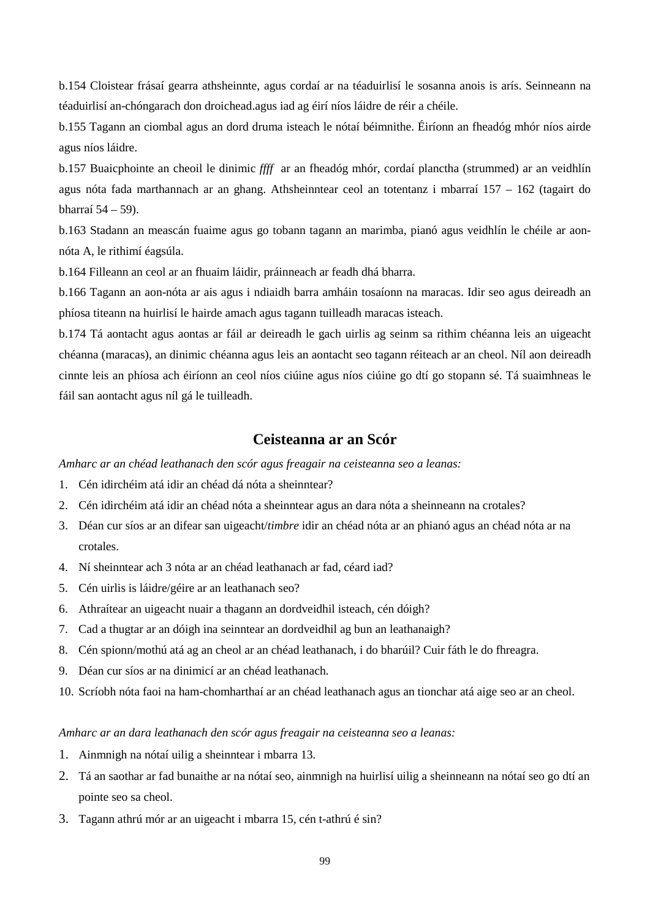b.154 Cloistear frásaí gearra athsheinnte, agus cordaí ar na téaduirlisí le sosanna anois is arís. Seinneann na téaduirlisí an-chóngarach don droichead.agus iad ag éirí níos láidre de réir a chéile.

b.155 Tagann an ciombal agus an dord druma isteach le nótaí béimnithe. Éiríonn an fheadóg mhór níos airde agus níos láidre.

b.157 Buaicphointe an cheoil le dinimic *ffff* ar an fheadóg mhór, cordaí planctha (strummed) ar an veidhlín agus nóta fada marthannach ar an ghang. Athsheinntear ceol an totentanz i mbarraí 157 – 162 (tagairt do bharraí 54 – 59).

b.163 Stadann an meascán fuaime agus go tobann tagann an marimba, pianó agus veidhlín le chéile ar aon-nóta A, le rithimí éagsúla.

b.164 Filleann an ceol ar an fhuaim láidir, práinneach ar feadh dhá bharra.

b.166 Tagann an aon-nóta ar ais agus i ndiaidh barra amháin tosaíonn na maracas. Idir seo agus deireadh an phíosa titeann na huirlisí le hairde amach agus tagann tuilleadh maracas isteach.

b.174 Tá aontacht agus aontas ar fáil ar deireadh le gach uirlis ag seinm sa rithim chéanna leis an uigeacht chéanna (maracas), an dinimic chéanna agus leis an aontacht seo tagann réiteach ar an cheol. Níl aon deireadh cinnte leis an phíosa ach éiríonn an ceol níos ciúine agus níos ciúine go dtí go stopann sé. Tá suaimhneas le fáil san aontacht agus níl gá le tuilleadh.

## Ceisteanna ar an Scór

*Amharc ar an chéad leathanach den scór agus freagair na ceisteanna seo a leanas:*

1. Cén idirchéim atá idir an chéad dá nóta a sheinntear?
2. Cén idirchéim atá idir an chéad nóta a sheinntear agus an dara nóta a sheinneann na crotales?
3. Déan cur síos ar an difear san uigeacht/*timbre* idir an chéad nóta ar an phianó agus an chéad nóta ar na crotales.
4. Ní sheinntear ach 3 nóta ar an chéad leathanach ar fad, céard iad?
5. Cén uirlis is láidre/géire ar an leathanach seo?
6. Athraítear an uigeacht nuair a thagann an dordveidhil isteach, cén dóigh?
7. Cad a thugtar ar an dóigh ina seinntear an dordveidhil ag bun an leathanaigh?
8. Cén spionn/mothú atá ag an cheol ar an chéad leathanach, i do bharúil? Cuir fáth le do fhreagra.
9. Déan cur síos ar na dinimicí ar an chéad leathanach.
10. Scríobh nóta faoi na ham-chomharthaí ar an chéad leathanach agus an tionchar atá aige seo ar an cheol.

*Amharc ar an dara leathanach den scór agus freagair na ceisteanna seo a leanas:*

1. Ainmnigh na nótaí uilig a sheinntear i mbarra 13.
2. Tá an saothar ar fad bunaithe ar na nótaí seo, ainmnigh na huirlisí uilig a sheinneann na nótaí seo go dtí an pointe seo sa cheol.
3. Tagann athrú mór ar an uigeacht i mbarra 15, cén t-athrú é sin?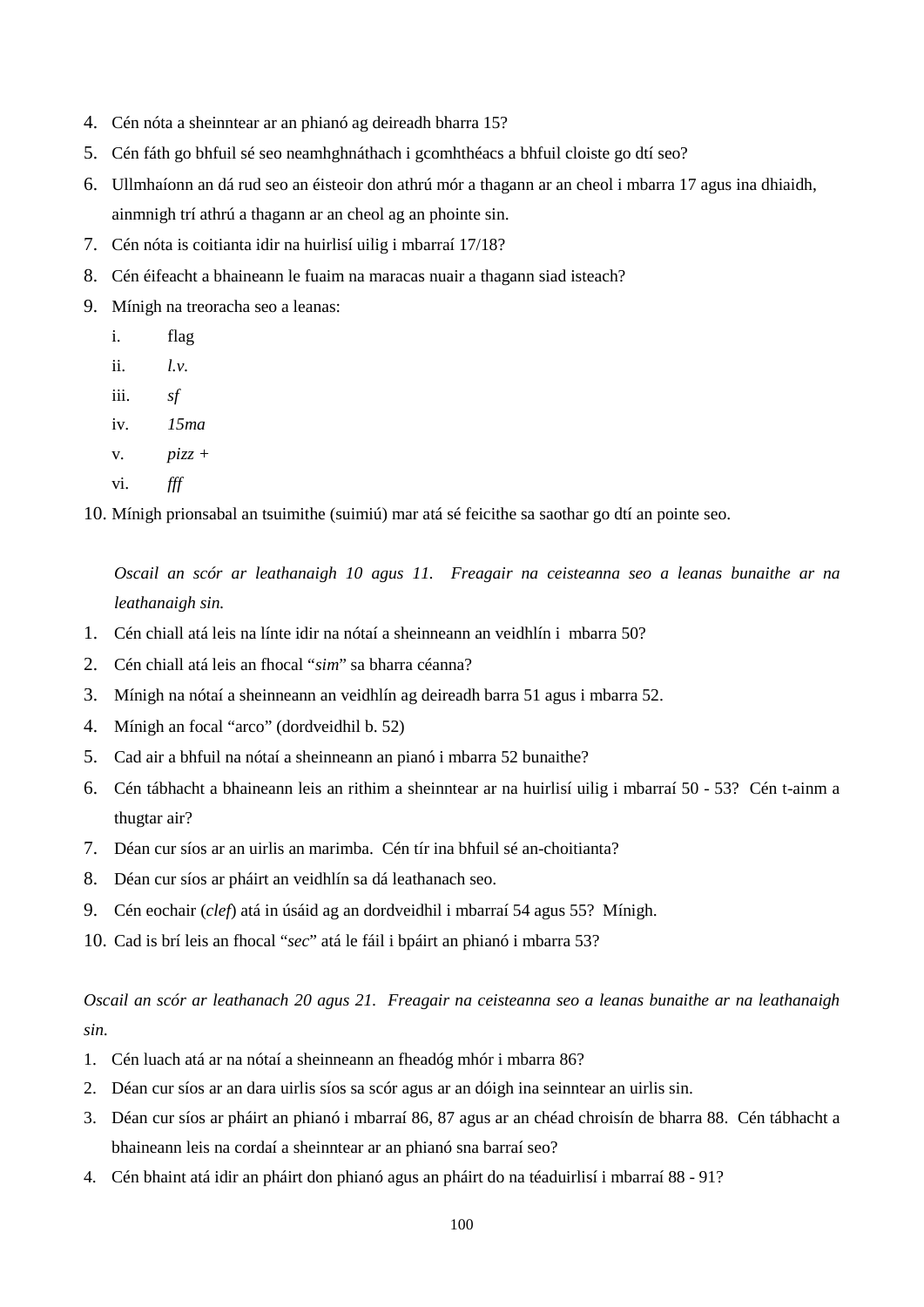4. Cén nóta a sheinntear ar an phianó ag deireadh bharra 15?
5. Cén fáth go bhfuil sé seo neamhghnáthach i gcomhthéacs a bhfuil cloiste go dtí seo?
6. Ullmhaíonn an dá rud seo an éisteoir don athrú mór a thagann ar an cheol i mbarra 17 agus ina dhiaidh, ainmnigh trí athrú a thagann ar an cheol ag an phointe sin.
7. Cén nóta is coitianta idir na huirlisí uilig i mbarraí 17/18?
8. Cén éifeacht a bhaineann le fuaim na maracas nuair a thagann siad isteach?
9. Mínigh na treoracha seo a leanas:
   i. flag
   ii. *l.v.*
   iii. *sf*
   iv. *15ma*
   v. *pizz +*
   vi. *fff*
10. Mínigh prionsabal an tsuimithe (suimiú) mar atá sé feicithe sa saothar go dtí an pointe seo.

*Oscail an scór ar leathanaigh 10 agus 11. Freagair na ceisteanna seo a leanas bunaithe ar na leathanaigh sin.*

1. Cén chiall atá leis na línte idir na nótaí a sheinneann an veidhlín i mbarra 50?
2. Cén chiall atá leis an fhocal "*sim*" sa bharra céanna?
3. Mínigh na nótaí a sheinneann an veidhlín ag deireadh barra 51 agus i mbarra 52.
4. Mínigh an focal "arco" (dordveidhil b. 52)
5. Cad air a bhfuil na nótaí a sheinneann an pianó i mbarra 52 bunaithe?
6. Cén tábhacht a bhaineann leis an rithim a sheinntear ar na huirlisí uilig i mbarraí 50 - 53? Cén t-ainm a thugtar air?
7. Déan cur síos ar an uirlis an marimba. Cén tír ina bhfuil sé an-choitianta?
8. Déan cur síos ar pháirt an veidhlín sa dá leathanach seo.
9. Cén eochair (*clef*) atá in úsáid ag an dordveidhil i mbarraí 54 agus 55? Mínigh.
10. Cad is brí leis an fhocal "*sec*" atá le fáil i bpáirt an phianó i mbarra 53?

*Oscail an scór ar leathanach 20 agus 21. Freagair na ceisteanna seo a leanas bunaithe ar na leathanaigh sin.*

1. Cén luach atá ar na nótaí a sheinneann an fheadóg mhór i mbarra 86?
2. Déan cur síos ar an dara uirlis síos sa scór agus ar an dóigh ina seinntear an uirlis sin.
3. Déan cur síos ar pháirt an phianó i mbarraí 86, 87 agus ar an chéad chroisín de bharra 88. Cén tábhacht a bhaineann leis na cordaí a sheinntear ar an phianó sna barraí seo?
4. Cén bhaint atá idir an pháirt don phianó agus an pháirt do na téaduirlisí i mbarraí 88 - 91?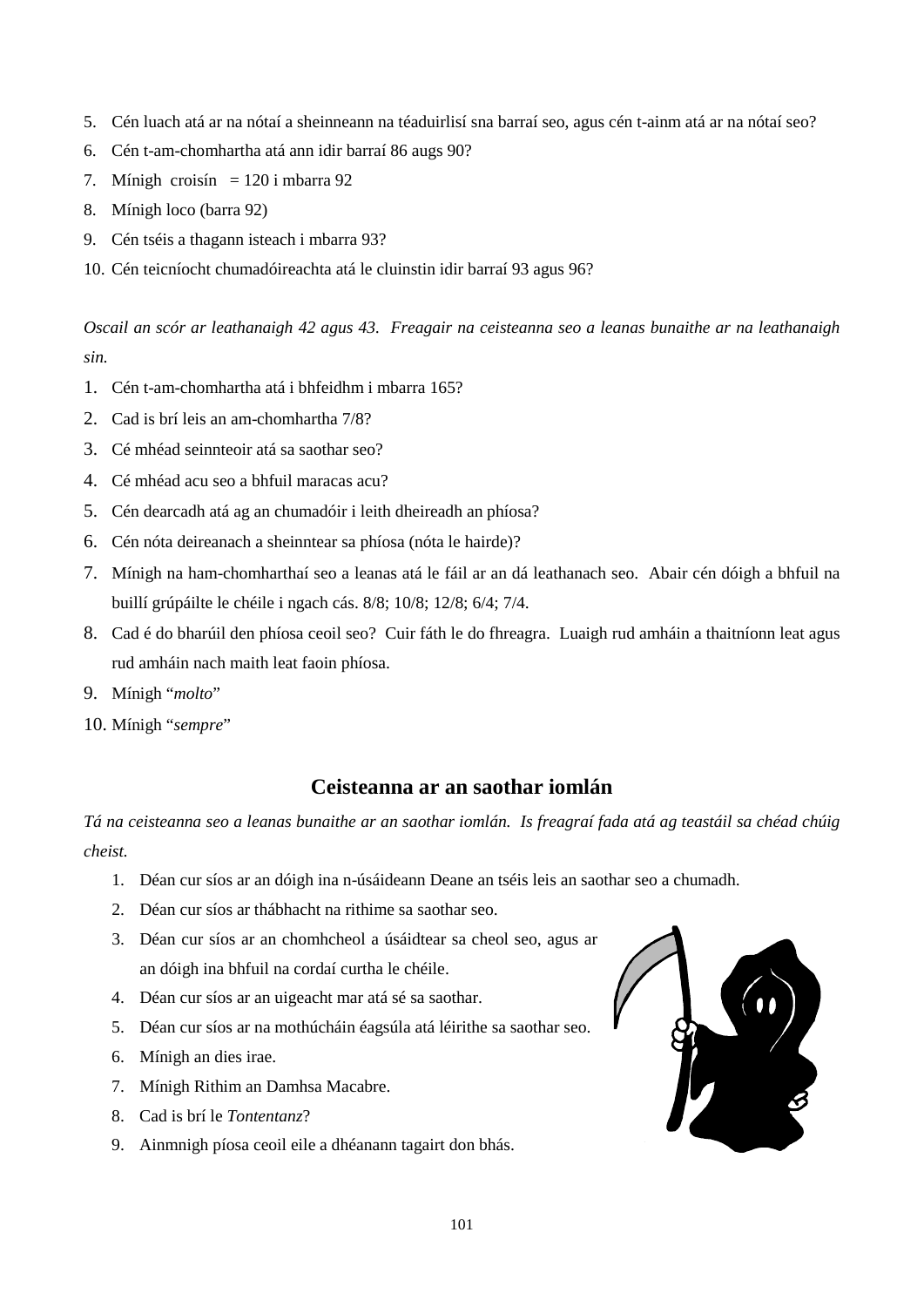5. Cén luach atá ar na nótaí a sheinneann na téaduirlisí sna barraí seo, agus cén t-ainm atá ar na nótaí seo?
6. Cén t-am-chomhartha atá ann idir barraí 86 augs 90?
7. Mínigh croisín = 120 i mbarra 92
8. Mínigh loco (barra 92)
9. Cén tséis a thagann isteach i mbarra 93?
10. Cén teicníocht chumadóireachta atá le cluinstin idir barraí 93 agus 96?

*Oscail an scór ar leathanaigh 42 agus 43. Freagair na ceisteanna seo a leanas bunaithe ar na leathanaigh sin.*

1. Cén t-am-chomhartha atá i bhfeidhm i mbarra 165?
2. Cad is brí leis an am-chomhartha 7/8?
3. Cé mhéad seinnteoir atá sa saothar seo?
4. Cé mhéad acu seo a bhfuil maracas acu?
5. Cén dearcadh atá ag an chumadóir i leith dheireadh an phíosa?
6. Cén nóta deireanach a sheinntear sa phíosa (nóta le hairde)?
7. Mínigh na ham-chomharthaí seo a leanas atá le fáil ar an dá leathanach seo. Abair cén dóigh a bhfuil na buillí grúpáilte le chéile i ngach cás. 8/8; 10/8; 12/8; 6/4; 7/4.
8. Cad é do bharúil den phíosa ceoil seo? Cuir fáth le do fhreagra. Luaigh rud amháin a thaitníonn leat agus rud amháin nach maith leat faoin phíosa.
9. Mínigh "*molto*"
10. Mínigh "*sempre*"

## Ceisteanna ar an saothar iomlán

*Tá na ceisteanna seo a leanas bunaithe ar an saothar iomlán. Is freagraí fada atá ag teastáil sa chéad chúig cheist.*

1. Déan cur síos ar an dóigh ina n-úsáideann Deane an tséis leis an saothar seo a chumadh.
2. Déan cur síos ar thábhacht na rithime sa saothar seo.
3. Déan cur síos ar an chomhcheol a úsáidtear sa cheol seo, agus ar an dóigh ina bhfuil na cordaí curtha le chéile.
4. Déan cur síos ar an uigeacht mar atá sé sa saothar.
5. Déan cur síos ar na mothúcháin éagsúla atá léirithe sa saothar seo.
6. Mínigh an dies irae.
7. Mínigh Rithim an Damhsa Macabre.
8. Cad is brí le *Tontentanz*?
9. Ainmnigh píosa ceoil eile a dhéanann tagairt don bhás.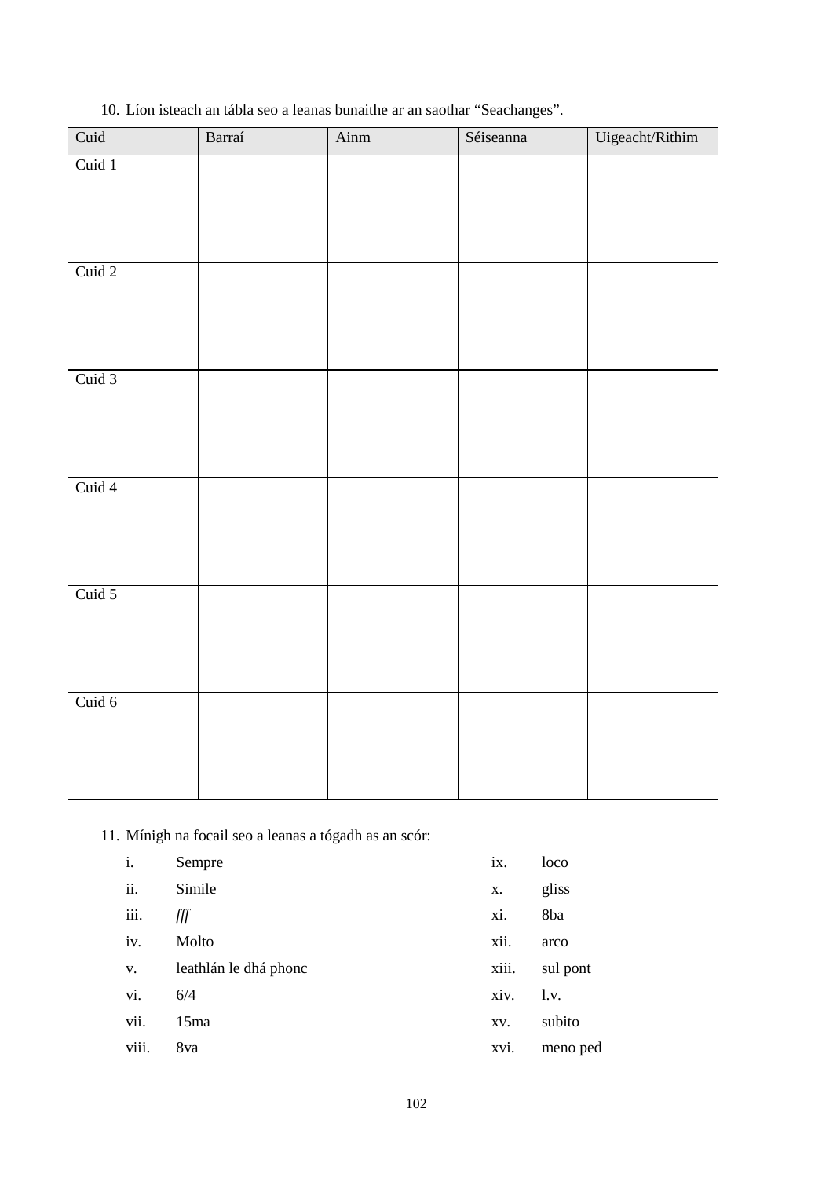10. Líon isteach an tábla seo a leanas bunaithe ar an saothar "Seachanges".

| Cuid | Barraí | Ainm | Séiseanna | Uigeacht/Rithim |
|---|---|---|---|---|
| Cuid 1 | | | | |
| Cuid 2 | | | | |
| Cuid 3 | | | | |
| Cuid 4 | | | | |
| Cuid 5 | | | | |
| Cuid 6 | | | | |

11. Mínigh na focail seo a leanas a tógadh as an scór:

    i. Sempre
    ii. Simile
    iii. *fff*
    iv. Molto
    v. leathlán le dhá phonc
    vi. 6/4
    vii. 15ma
    viii. 8va
    ix. loco
    x. gliss
    xi. 8ba
    xii. arco
    xiii. sul pont
    xiv. l.v.
    xv. subito
    xvi. meno ped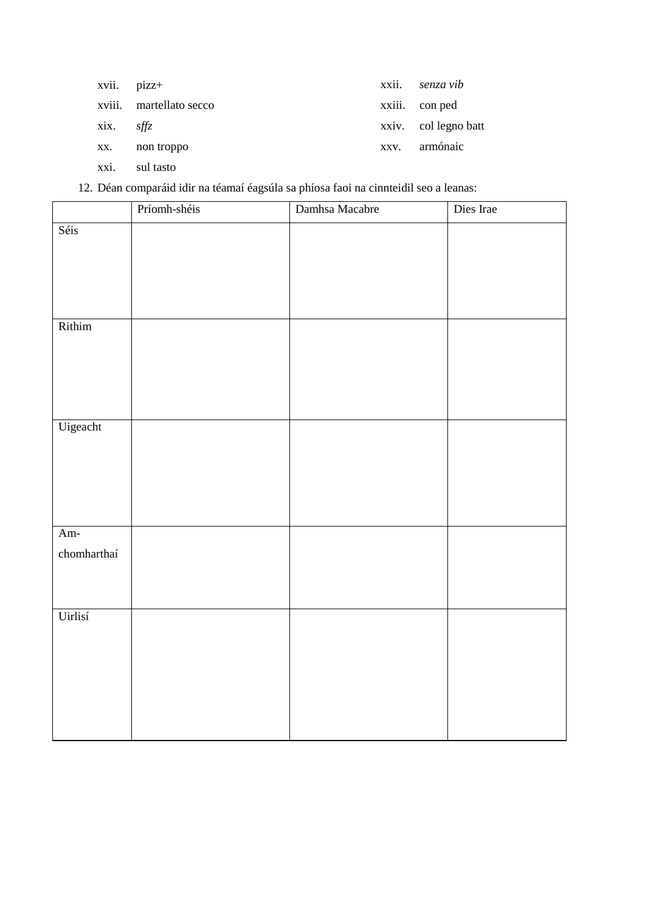xvii. pizz+

xviii. martellato secco

xix. *sffz*

xx. non troppo

xxi. sul tasto

xxii. *senza vib*

xxiii. con ped

xxiv. col legno batt

xxv. armónaic

12. Déan comparáid idir na téamaí éagsúla sa phíosa faoi na cinnteidil seo a leanas:

| | Príomh-shéis | Damhsa Macabre | Dies Irae |
|---|---|---|---|
| Séis | | | |
| Rithim | | | |
| Uigeacht | | | |
| Am-chomharthaí | | | |
| Uirlisí | | | |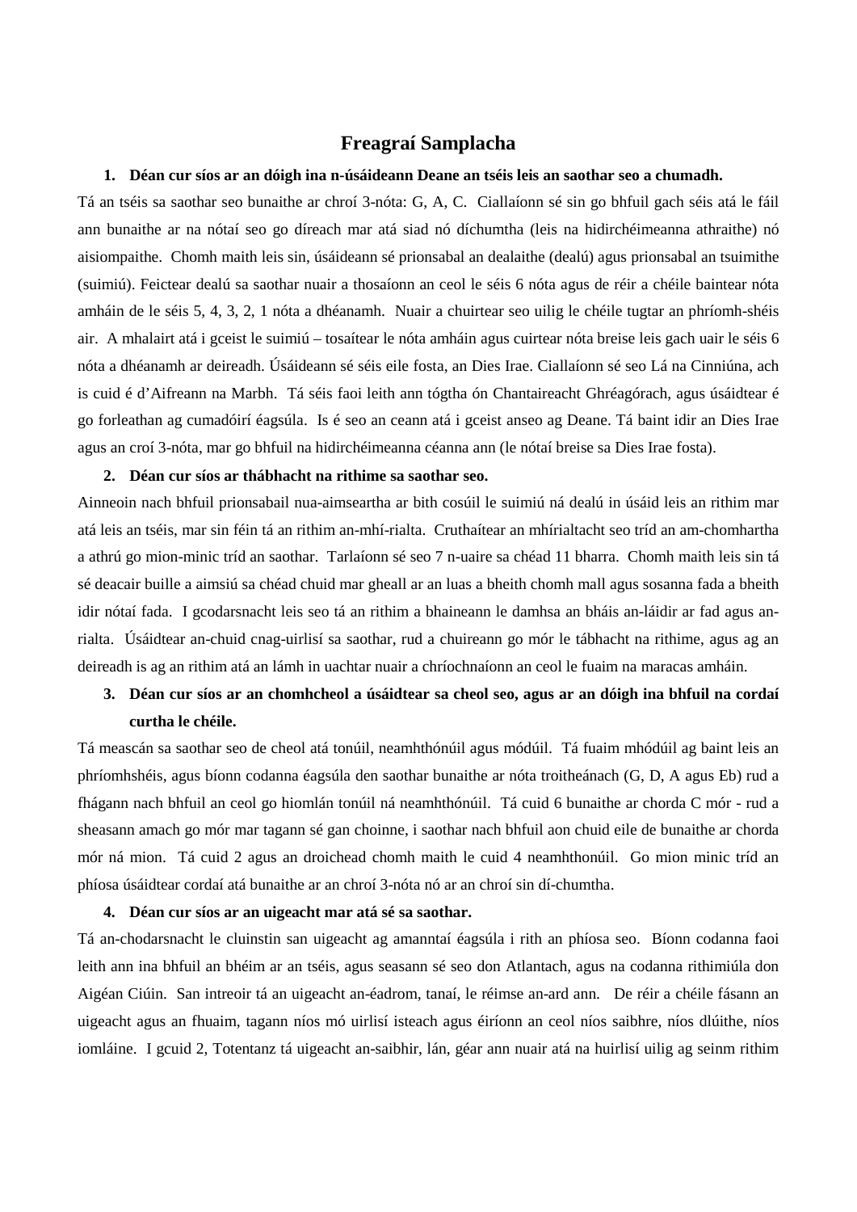## Freagraí Samplacha

1. **Déan cur síos ar an dóigh ina n-úsáideann Deane an tséis leis an saothar seo a chumadh.**

Tá an tséis sa saothar seo bunaithe ar chroí 3-nóta: G, A, C. Ciallaíonn sé sin go bhfuil gach séis atá le fáil ann bunaithe ar na nótaí seo go díreach mar atá siad nó díchumtha (leis na hidirchéimeanna athraithe) nó aisiompaithe. Chomh maith leis sin, úsáideann sé prionsabal an dealaithe (dealú) agus prionsabal an tsuimithe (suimiú). Feictear dealú sa saothar nuair a thosaíonn an ceol le séis 6 nóta agus de réir a chéile baintear nóta amháin de le séis 5, 4, 3, 2, 1 nóta a dhéanamh. Nuair a chuirtear seo uilig le chéile tugtar an phríomh-shéis air. A mhalairt atá i gceist le suimiú – tosaítear le nóta amháin agus cuirtear nóta breise leis gach uair le séis 6 nóta a dhéanamh ar deireadh. Úsáideann sé séis eile fosta, an Dies Irae. Ciallaíonn sé seo Lá na Cinniúna, ach is cuid é d'Aifreann na Marbh. Tá séis faoi leith ann tógtha ón Chantaireacht Ghréagórach, agus úsáidtear é go forleathan ag cumadóirí éagsúla. Is é seo an ceann atá i gceist anseo ag Deane. Tá baint idir an Dies Irae agus an croí 3-nóta, mar go bhfuil na hidirchéimeanna céanna ann (le nótaí breise sa Dies Irae fosta).

2. **Déan cur síos ar thábhacht na rithime sa saothar seo.**

Ainneoin nach bhfuil prionsabail nua-aimseartha ar bith cosúil le suimiú ná dealú in úsáid leis an rithim mar atá leis an tséis, mar sin féin tá an rithim an-mhí-rialta. Cruthaítear an mhírialtacht seo tríd an am-chomhartha a athrú go mion-minic tríd an saothar. Tarlaíonn sé seo 7 n-uaire sa chéad 11 bharra. Chomh maith leis sin tá sé deacair buille a aimsiú sa chéad chuid mar gheall ar an luas a bheith chomh mall agus sosanna fada a bheith idir nótaí fada. I gcodarsnacht leis seo tá an rithim a bhaineann le damhsa an bháis an-láidir ar fad agus an-rialta. Úsáidtear an-chuid cnag-uirlisí sa saothar, rud a chuireann go mór le tábhacht na rithime, agus ag an deireadh is ag an rithim atá an lámh in uachtar nuair a chríochnaíonn an ceol le fuaim na maracas amháin.

3. **Déan cur síos ar an chomhcheol a úsáidtear sa cheol seo, agus ar an dóigh ina bhfuil na cordaí curtha le chéile.**

Tá meascán sa saothar seo de cheol atá tonúil, neamhthónúil agus módúil. Tá fuaim mhódúil ag baint leis an phríomhshéis, agus bíonn codanna éagsúla den saothar bunaithe ar nóta troitheánach (G, D, A agus Eb) rud a fhágann nach bhfuil an ceol go hiomlán tonúil ná neamhthónúil. Tá cuid 6 bunaithe ar chorda C mór - rud a sheasann amach go mór mar tagann sé gan choinne, i saothar nach bhfuil aon chuid eile de bunaithe ar chorda mór ná mion. Tá cuid 2 agus an droichead chomh maith le cuid 4 neamhthonúil. Go mion minic tríd an phíosa úsáidtear cordaí atá bunaithe ar an chroí 3-nóta nó ar an chroí sin dí-chumtha.

4. **Déan cur síos ar an uigeacht mar atá sé sa saothar.**

Tá an-chodarsnacht le cluinstin san uigeacht ag amanntaí éagsúla i rith an phíosa seo. Bíonn codanna faoi leith ann ina bhfuil an bhéim ar an tséis, agus seasann sé seo don Atlantach, agus na codanna rithimiúla don Aigéan Ciúin. San intreoir tá an uigeacht an-éadrom, tanaí, le réimse an-ard ann. De réir a chéile fásann an uigeacht agus an fhuaim, tagann níos mó uirlisí isteach agus éiríonn an ceol níos saibhre, níos dlúithe, níos iomláine. I gcuid 2, Totentanz tá uigeacht an-saibhir, lán, géar ann nuair atá na huirlisí uilig ag seinm rithim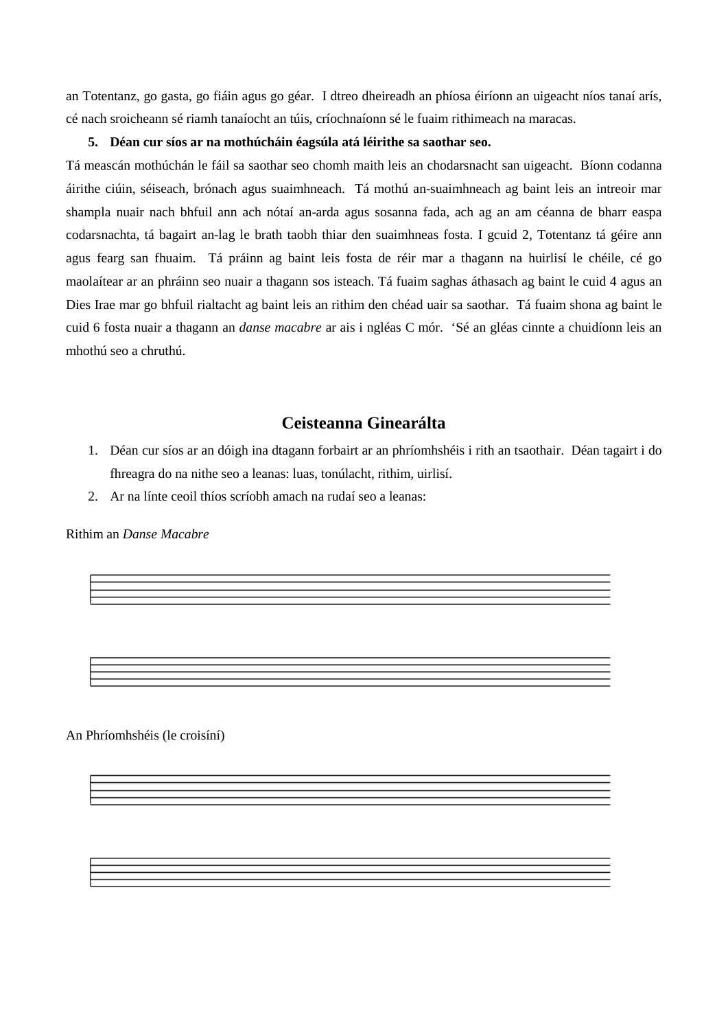an Totentanz, go gasta, go fiáin agus go géar. I dtreo dheireadh an phíosa éiríonn an uigeacht níos tanaí arís, cé nach sroicheann sé riamh tanaíocht an túis, críochnaíonn sé le fuaim rithimeach na maracas.

5. **Déan cur síos ar na mothúcháin éagsúla atá léirithe sa saothar seo.**

Tá meascán mothúchán le fáil sa saothar seo chomh maith leis an chodarsnacht san uigeacht. Bíonn codanna áirithe ciúin, séiseach, brónach agus suaimhneach. Tá mothú an-suaimhneach ag baint leis an intreoir mar shampla nuair nach bhfuil ann ach nótaí an-arda agus sosanna fada, ach ag an am céanna de bharr easpa codarsnachta, tá bagairt an-lag le brath taobh thiar den suaimhneas fosta. I gcuid 2, Totentanz tá géire ann agus fearg san fhuaim. Tá práinn ag baint leis fosta de réir mar a thagann na huirlisí le chéile, cé go maolaítear ar an phráinn seo nuair a thagann sos isteach. Tá fuaim saghas áthasach ag baint le cuid 4 agus an Dies Irae mar go bhfuil rialtacht ag baint leis an rithim den chéad uair sa saothar. Tá fuaim shona ag baint le cuid 6 fosta nuair a thagann an *danse macabre* ar ais i ngléas C mór. 'Sé an gléas cinnte a chuidíonn leis an mhothú seo a chruthú.

## Ceisteanna Ginearálta

1. Déan cur síos ar an dóigh ina dtagann forbairt ar an phríomhshéis i rith an tsaothair. Déan tagairt i do fhreagra do na nithe seo a leanas: luas, tonúlacht, rithim, uirlisí.
2. Ar na línte ceoil thíos scríobh amach na rudaí seo a leanas:

Rithim an *Danse Macabre*

An Phríomhshéis (le croisíní)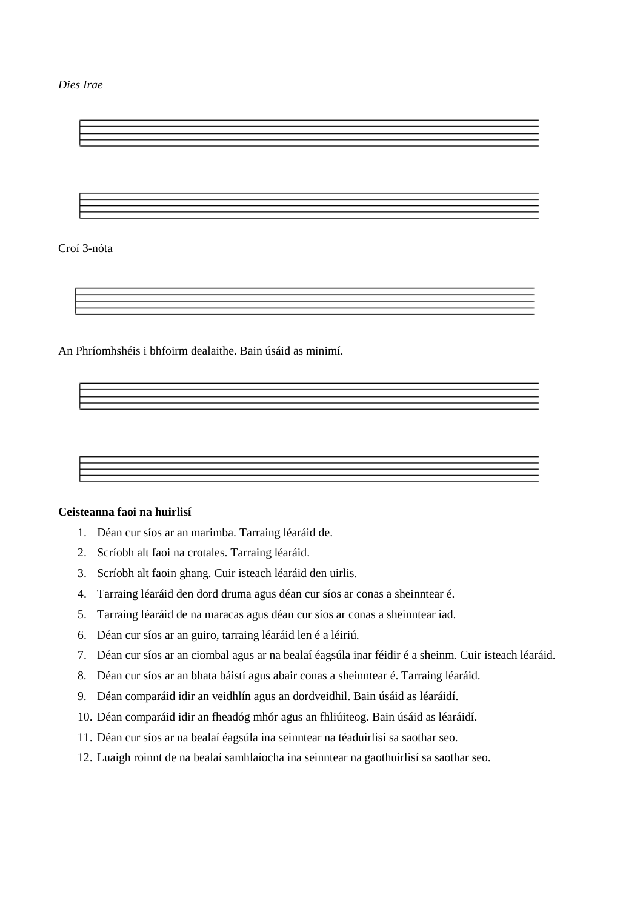*Dies Irae*

Croí 3-nóta

An Phríomhshéis i bhfoirm dealaithe. Bain úsáid as minimí.

**Ceisteanna faoi na huirlisí**

1. Déan cur síos ar an marimba. Tarraing léaráid de.
2. Scríobh alt faoi na crotales. Tarraing léaráid.
3. Scríobh alt faoin ghang. Cuir isteach léaráid den uirlis.
4. Tarraing léaráid den dord druma agus déan cur síos ar conas a sheinntear é.
5. Tarraing léaráid de na maracas agus déan cur síos ar conas a sheinntear iad.
6. Déan cur síos ar an guiro, tarraing léaráid len é a léiriú.
7. Déan cur síos ar an ciombal agus ar na bealaí éagsúla inar féidir é a sheinm. Cuir isteach léaráid.
8. Déan cur síos ar an bhata báistí agus abair conas a sheinntear é. Tarraing léaráid.
9. Déan comparáid idir an veidhlín agus an dordveidhil. Bain úsáid as léaráidí.
10. Déan comparáid idir an fheadóg mhór agus an fhliúiteog. Bain úsáid as léaráidí.
11. Déan cur síos ar na bealaí éagsúla ina seinntear na téaduirlisí sa saothar seo.
12. Luaigh roinnt de na bealaí samhlaíocha ina seinntear na gaothuirlisí sa saothar seo.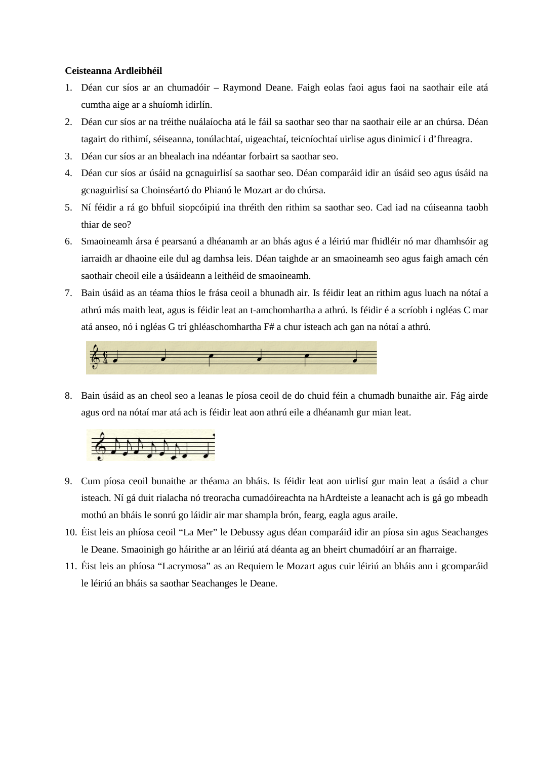**Ceisteanna Ardleibhéil**

1. Déan cur síos ar an chumadóir – Raymond Deane. Faigh eolas faoi agus faoi na saothair eile atá cumtha aige ar a shuíomh idirlín.
2. Déan cur síos ar na tréithe nuálaíocha atá le fáil sa saothar seo thar na saothair eile ar an chúrsa. Déan tagairt do rithimí, séiseanna, tonúlachtaí, uigeachtaí, teicníochtaí uirlise agus dinimicí i d'fhreagra.
3. Déan cur síos ar an bhealach ina ndéantar forbairt sa saothar seo.
4. Déan cur síos ar úsáid na gcnaguirlisí sa saothar seo. Déan comparáid idir an úsáid seo agus úsáid na gcnaguirlisí sa Choinséartó do Phianó le Mozart ar do chúrsa.
5. Ní féidir a rá go bhfuil siopcóipiú ina thréith den rithim sa saothar seo. Cad iad na cúiseanna taobh thiar de seo?
6. Smaoineamh ársa é pearsanú a dhéanamh ar an bhás agus é a léiriú mar fhidléir nó mar dhamhsóir ag iarraidh ar dhaoine eile dul ag damhsa leis. Déan taighde ar an smaoineamh seo agus faigh amach cén saothair cheoil eile a úsáideann a leithéid de smaoineamh.
7. Bain úsáid as an téama thíos le frása ceoil a bhunadh air. Is féidir leat an rithim agus luach na nótaí a athrú más maith leat, agus is féidir leat an t-amchomhartha a athrú. Is féidir é a scríobh i ngléas C mar atá anseo, nó i ngléas G trí ghléaschomhartha F# a chur isteach ach gan na nótaí a athrú.

8. Bain úsáid as an cheol seo a leanas le píosa ceoil de do chuid féin a chumadh bunaithe air. Fág airde agus ord na nótaí mar atá ach is féidir leat aon athrú eile a dhéanamh gur mian leat.

9. Cum píosa ceoil bunaithe ar théama an bháis. Is féidir leat aon uirlisí gur main leat a úsáid a chur isteach. Ní gá duit rialacha nó treoracha cumadóireachta na hArdteiste a leanacht ach is gá go mbeadh mothú an bháis le sonrú go láidir air mar shampla brón, fearg, eagla agus araile.
10. Éist leis an phíosa ceoil "La Mer" le Debussy agus déan comparáid idir an píosa sin agus Seachanges le Deane. Smaoinigh go háirithe ar an léiriú atá déanta ag an bheirt chumadóirí ar an fharraige.
11. Éist leis an phíosa "Lacrymosa" as an Requiem le Mozart agus cuir léiriú an bháis ann i gcomparáid le léiriú an bháis sa saothar Seachanges le Deane.